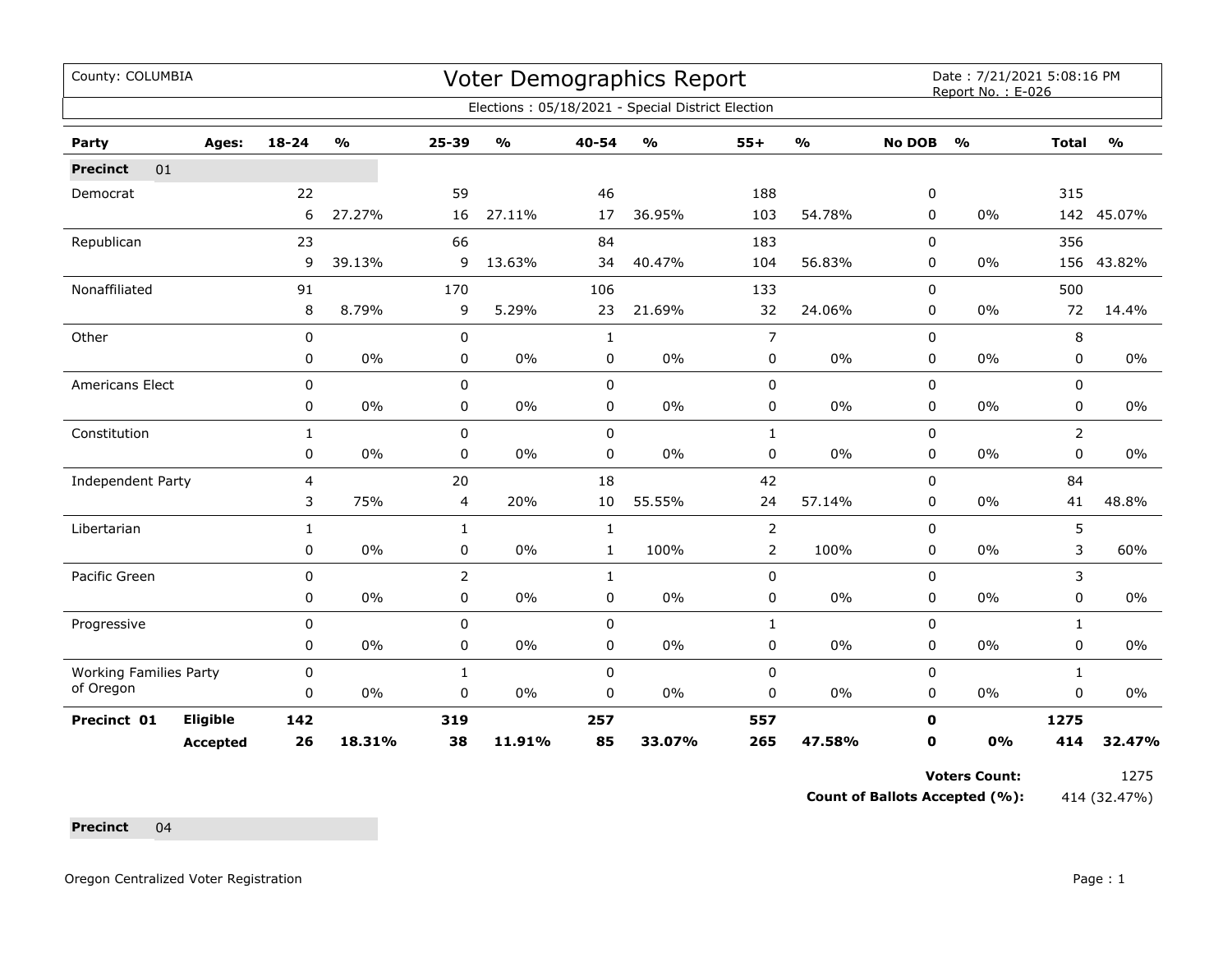County: COLUMBIA

# Voter Demographics Report

Date : 7/21/2021 5:08:16 PM
Report No. : E-026

Elections : 05/18/2021 - Special District Election

| Party | Ages: | 18-24 | % | 25-39 | % | 40-54 | % | 55+ | % | No DOB | % | Total | % |
|---|---|---|---|---|---|---|---|---|---|---|---|---|---|
| **Precinct** 01 | | | | | | | | | | | | | |
| Democrat | | 22 | | 59 | | 46 | | 188 | | 0 | | 315 | |
| | | 6 | 27.27% | 16 | 27.11% | 17 | 36.95% | 103 | 54.78% | 0 | 0% | 142 | 45.07% |
| Republican | | 23 | | 66 | | 84 | | 183 | | 0 | | 356 | |
| | | 9 | 39.13% | 9 | 13.63% | 34 | 40.47% | 104 | 56.83% | 0 | 0% | 156 | 43.82% |
| Nonaffiliated | | 91 | | 170 | | 106 | | 133 | | 0 | | 500 | |
| | | 8 | 8.79% | 9 | 5.29% | 23 | 21.69% | 32 | 24.06% | 0 | 0% | 72 | 14.4% |
| Other | | 0 | | 0 | | 1 | | 7 | | 0 | | 8 | |
| | | 0 | 0% | 0 | 0% | 0 | 0% | 0 | 0% | 0 | 0% | 0 | 0% |
| Americans Elect | | 0 | | 0 | | 0 | | 0 | | 0 | | 0 | |
| | | 0 | 0% | 0 | 0% | 0 | 0% | 0 | 0% | 0 | 0% | 0 | 0% |
| Constitution | | 1 | | 0 | | 0 | | 1 | | 0 | | 2 | |
| | | 0 | 0% | 0 | 0% | 0 | 0% | 0 | 0% | 0 | 0% | 0 | 0% |
| Independent Party | | 4 | | 20 | | 18 | | 42 | | 0 | | 84 | |
| | | 3 | 75% | 4 | 20% | 10 | 55.55% | 24 | 57.14% | 0 | 0% | 41 | 48.8% |
| Libertarian | | 1 | | 1 | | 1 | | 2 | | 0 | | 5 | |
| | | 0 | 0% | 0 | 0% | 1 | 100% | 2 | 100% | 0 | 0% | 3 | 60% |
| Pacific Green | | 0 | | 2 | | 1 | | 0 | | 0 | | 3 | |
| | | 0 | 0% | 0 | 0% | 0 | 0% | 0 | 0% | 0 | 0% | 0 | 0% |
| Progressive | | 0 | | 0 | | 0 | | 1 | | 0 | | 1 | |
| | | 0 | 0% | 0 | 0% | 0 | 0% | 0 | 0% | 0 | 0% | 0 | 0% |
| Working Families Party of Oregon | | 0 | | 1 | | 0 | | 0 | | 0 | | 1 | |
| | | 0 | 0% | 0 | 0% | 0 | 0% | 0 | 0% | 0 | 0% | 0 | 0% |
| **Precinct 01** | **Eligible** | **142** | | **319** | | **257** | | **557** | | **0** | | **1275** | |
| | **Accepted** | **26** | **18.31%** | **38** | **11.91%** | **85** | **33.07%** | **265** | **47.58%** | **0** | **0%** | **414** | **32.47%** |

**Voters Count:** 1275

**Count of Ballots Accepted (%):** 414 (32.47%)

**Precinct** 04

Oregon Centralized Voter Registration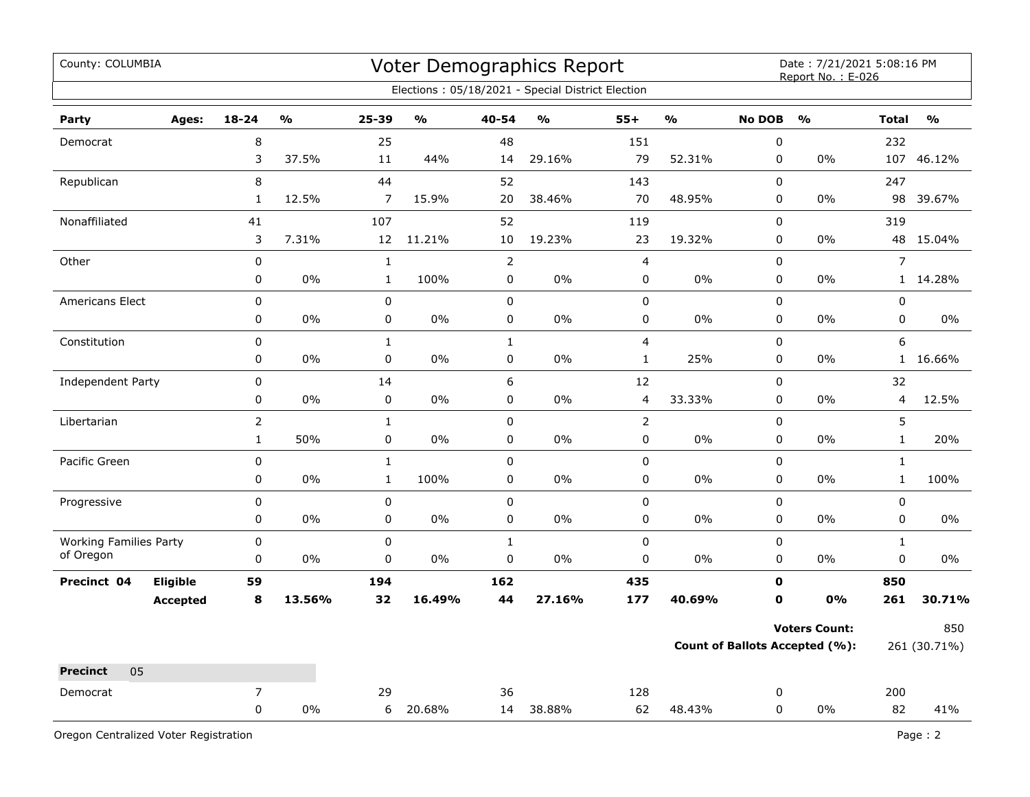County: COLUMBIA

# Voter Demographics Report

Date : 7/21/2021 5:08:16 PM
Report No. : E-026

Elections : 05/18/2021 - Special District Election

| Party | Ages: | 18-24 | % | 25-39 | % | 40-54 | % | 55+ | % | No DOB | % | Total | % |
|---|---|---|---|---|---|---|---|---|---|---|---|---|---|
| Democrat | | 8 | | 25 | | 48 | | 151 | | 0 | | 232 | |
| | | 3 | 37.5% | 11 | 44% | 14 | 29.16% | 79 | 52.31% | 0 | 0% | 107 | 46.12% |
| Republican | | 8 | | 44 | | 52 | | 143 | | 0 | | 247 | |
| | | 1 | 12.5% | 7 | 15.9% | 20 | 38.46% | 70 | 48.95% | 0 | 0% | 98 | 39.67% |
| Nonaffiliated | | 41 | | 107 | | 52 | | 119 | | 0 | | 319 | |
| | | 3 | 7.31% | 12 | 11.21% | 10 | 19.23% | 23 | 19.32% | 0 | 0% | 48 | 15.04% |
| Other | | 0 | | 1 | | 2 | | 4 | | 0 | | 7 | |
| | | 0 | 0% | 1 | 100% | 0 | 0% | 0 | 0% | 0 | 0% | 1 | 14.28% |
| Americans Elect | | 0 | | 0 | | 0 | | 0 | | 0 | | 0 | |
| | | 0 | 0% | 0 | 0% | 0 | 0% | 0 | 0% | 0 | 0% | 0 | 0% |
| Constitution | | 0 | | 1 | | 1 | | 4 | | 0 | | 6 | |
| | | 0 | 0% | 0 | 0% | 0 | 0% | 1 | 25% | 0 | 0% | 1 | 16.66% |
| Independent Party | | 0 | | 14 | | 6 | | 12 | | 0 | | 32 | |
| | | 0 | 0% | 0 | 0% | 0 | 0% | 4 | 33.33% | 0 | 0% | 4 | 12.5% |
| Libertarian | | 2 | | 1 | | 0 | | 2 | | 0 | | 5 | |
| | | 1 | 50% | 0 | 0% | 0 | 0% | 0 | 0% | 0 | 0% | 1 | 20% |
| Pacific Green | | 0 | | 1 | | 0 | | 0 | | 0 | | 1 | |
| | | 0 | 0% | 1 | 100% | 0 | 0% | 0 | 0% | 0 | 0% | 1 | 100% |
| Progressive | | 0 | | 0 | | 0 | | 0 | | 0 | | 0 | |
| | | 0 | 0% | 0 | 0% | 0 | 0% | 0 | 0% | 0 | 0% | 0 | 0% |
| Working Families Party of Oregon | | 0 | | 0 | | 1 | | 0 | | 0 | | 1 | |
| | | 0 | 0% | 0 | 0% | 0 | 0% | 0 | 0% | 0 | 0% | 0 | 0% |
| **Precinct 04** | **Eligible** | **59** | | **194** | | **162** | | **435** | | **0** | | **850** | |
| | **Accepted** | **8** | **13.56%** | **32** | **16.49%** | **44** | **27.16%** | **177** | **40.69%** | **0** | **0%** | **261** | **30.71%** |

**Voters Count:** 850

**Count of Ballots Accepted (%):** 261 (30.71%)

**Precinct** 05

| Party | Ages: | 18-24 | % | 25-39 | % | 40-54 | % | 55+ | % | No DOB | % | Total | % |
|---|---|---|---|---|---|---|---|---|---|---|---|---|---|
| Democrat | | 7 | | 29 | | 36 | | 128 | | 0 | | 200 | |
| | | 0 | 0% | 6 | 20.68% | 14 | 38.88% | 62 | 48.43% | 0 | 0% | 82 | 41% |

Oregon Centralized Voter Registration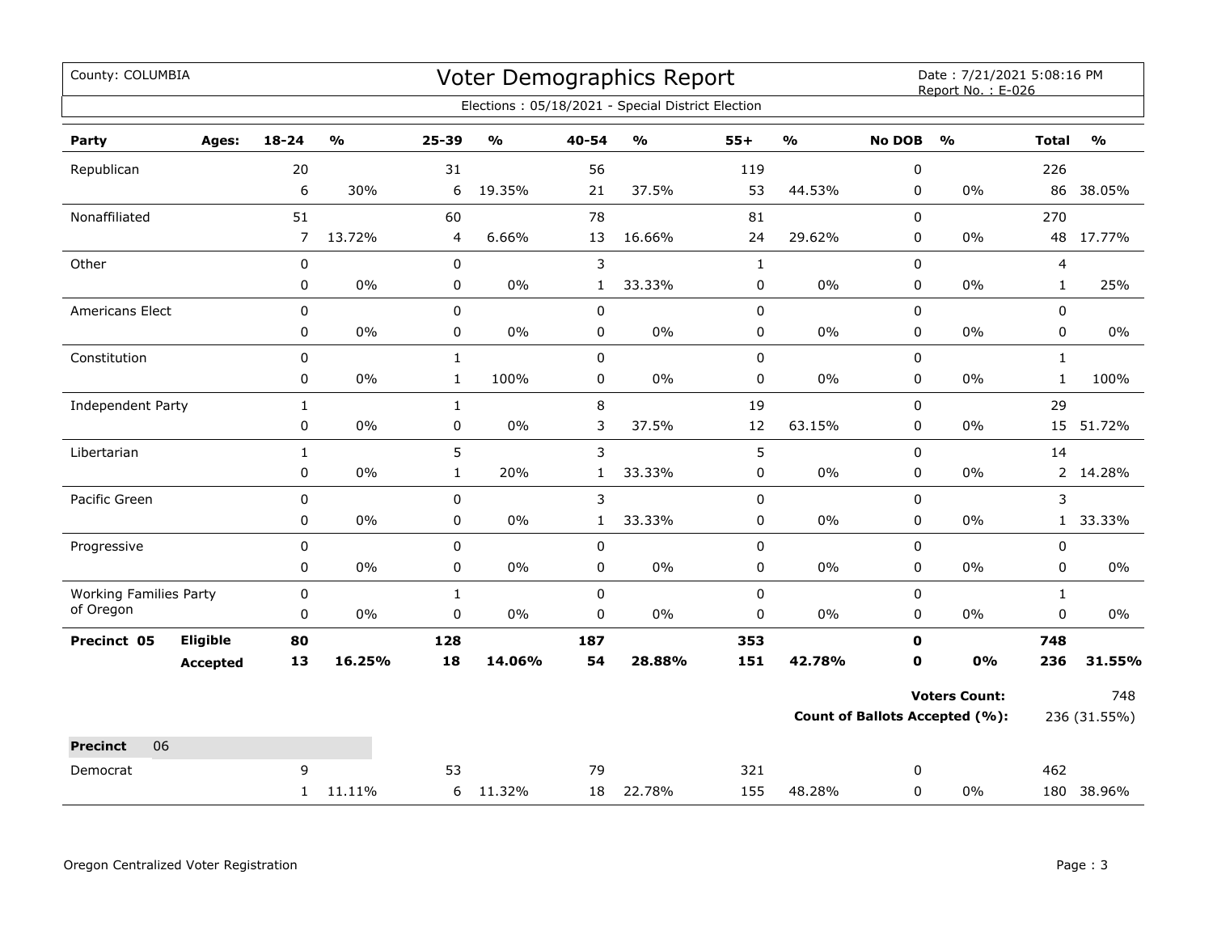County: COLUMBIA

# Voter Demographics Report

Date : 7/21/2021 5:08:16 PM
Report No. : E-026

Elections : 05/18/2021 - Special District Election

| Party | Ages: | 18-24 | % | 25-39 | % | 40-54 | % | 55+ | % | No DOB | % | Total | % |
|---|---|---|---|---|---|---|---|---|---|---|---|---|---|
| Republican | | 20 | | 31 | | 56 | | 119 | | 0 | | 226 | |
| | | 6 | 30% | 6 | 19.35% | 21 | 37.5% | 53 | 44.53% | 0 | 0% | 86 | 38.05% |
| Nonaffiliated | | 51 | | 60 | | 78 | | 81 | | 0 | | 270 | |
| | | 7 | 13.72% | 4 | 6.66% | 13 | 16.66% | 24 | 29.62% | 0 | 0% | 48 | 17.77% |
| Other | | 0 | | 0 | | 3 | | 1 | | 0 | | 4 | |
| | | 0 | 0% | 0 | 0% | 1 | 33.33% | 0 | 0% | 0 | 0% | 1 | 25% |
| Americans Elect | | 0 | | 0 | | 0 | | 0 | | 0 | | 0 | |
| | | 0 | 0% | 0 | 0% | 0 | 0% | 0 | 0% | 0 | 0% | 0 | 0% |
| Constitution | | 0 | | 1 | | 0 | | 0 | | 0 | | 1 | |
| | | 0 | 0% | 1 | 100% | 0 | 0% | 0 | 0% | 0 | 0% | 1 | 100% |
| Independent Party | | 1 | | 1 | | 8 | | 19 | | 0 | | 29 | |
| | | 0 | 0% | 0 | 0% | 3 | 37.5% | 12 | 63.15% | 0 | 0% | 15 | 51.72% |
| Libertarian | | 1 | | 5 | | 3 | | 5 | | 0 | | 14 | |
| | | 0 | 0% | 1 | 20% | 1 | 33.33% | 0 | 0% | 0 | 0% | 2 | 14.28% |
| Pacific Green | | 0 | | 0 | | 3 | | 0 | | 0 | | 3 | |
| | | 0 | 0% | 0 | 0% | 1 | 33.33% | 0 | 0% | 0 | 0% | 1 | 33.33% |
| Progressive | | 0 | | 0 | | 0 | | 0 | | 0 | | 0 | |
| | | 0 | 0% | 0 | 0% | 0 | 0% | 0 | 0% | 0 | 0% | 0 | 0% |
| Working Families Party of Oregon | | 0 | | 1 | | 0 | | 0 | | 0 | | 1 | |
| | | 0 | 0% | 0 | 0% | 0 | 0% | 0 | 0% | 0 | 0% | 0 | 0% |
| **Precinct 05** | **Eligible** | **80** | | **128** | | **187** | | **353** | | **0** | | **748** | |
| | **Accepted** | **13** | **16.25%** | **18** | **14.06%** | **54** | **28.88%** | **151** | **42.78%** | **0** | **0%** | **236** | **31.55%** |

**Voters Count:** 748

**Count of Ballots Accepted (%):** 236 (31.55%)

**Precinct** 06

| Party | Ages: | 18-24 | % | 25-39 | % | 40-54 | % | 55+ | % | No DOB | % | Total | % |
|---|---|---|---|---|---|---|---|---|---|---|---|---|---|
| Democrat | | 9 | | 53 | | 79 | | 321 | | 0 | | 462 | |
| | | 1 | 11.11% | 6 | 11.32% | 18 | 22.78% | 155 | 48.28% | 0 | 0% | 180 | 38.96% |

Oregon Centralized Voter Registration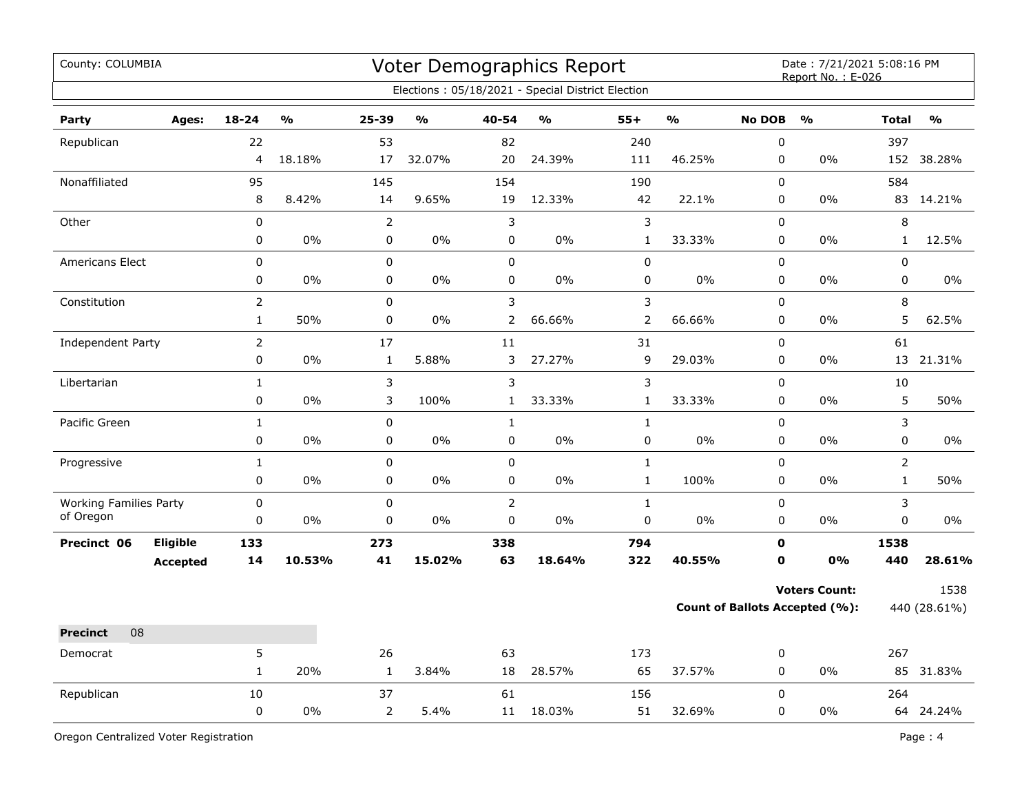County: COLUMBIA

# Voter Demographics Report

Date : 7/21/2021 5:08:16 PM
Report No. : E-026

Elections : 05/18/2021 - Special District Election

| Party | Ages: | 18-24 | % | 25-39 | % | 40-54 | % | 55+ | % | No DOB | % | Total | % |
|---|---|---|---|---|---|---|---|---|---|---|---|---|---|
| Republican | | 22 | | 53 | | 82 | | 240 | | 0 | | 397 | |
| | | 4 | 18.18% | 17 | 32.07% | 20 | 24.39% | 111 | 46.25% | 0 | 0% | 152 | 38.28% |
| Nonaffiliated | | 95 | | 145 | | 154 | | 190 | | 0 | | 584 | |
| | | 8 | 8.42% | 14 | 9.65% | 19 | 12.33% | 42 | 22.1% | 0 | 0% | 83 | 14.21% |
| Other | | 0 | | 2 | | 3 | | 3 | | 0 | | 8 | |
| | | 0 | 0% | 0 | 0% | 0 | 0% | 1 | 33.33% | 0 | 0% | 1 | 12.5% |
| Americans Elect | | 0 | | 0 | | 0 | | 0 | | 0 | | 0 | |
| | | 0 | 0% | 0 | 0% | 0 | 0% | 0 | 0% | 0 | 0% | 0 | 0% |
| Constitution | | 2 | | 0 | | 3 | | 3 | | 0 | | 8 | |
| | | 1 | 50% | 0 | 0% | 2 | 66.66% | 2 | 66.66% | 0 | 0% | 5 | 62.5% |
| Independent Party | | 2 | | 17 | | 11 | | 31 | | 0 | | 61 | |
| | | 0 | 0% | 1 | 5.88% | 3 | 27.27% | 9 | 29.03% | 0 | 0% | 13 | 21.31% |
| Libertarian | | 1 | | 3 | | 3 | | 3 | | 0 | | 10 | |
| | | 0 | 0% | 3 | 100% | 1 | 33.33% | 1 | 33.33% | 0 | 0% | 5 | 50% |
| Pacific Green | | 1 | | 0 | | 1 | | 1 | | 0 | | 3 | |
| | | 0 | 0% | 0 | 0% | 0 | 0% | 0 | 0% | 0 | 0% | 0 | 0% |
| Progressive | | 1 | | 0 | | 0 | | 1 | | 0 | | 2 | |
| | | 0 | 0% | 0 | 0% | 0 | 0% | 1 | 100% | 0 | 0% | 1 | 50% |
| Working Families Party of Oregon | | 0 | | 0 | | 2 | | 1 | | 0 | | 3 | |
| | | 0 | 0% | 0 | 0% | 0 | 0% | 0 | 0% | 0 | 0% | 0 | 0% |
| **Precinct 06** | **Eligible** | **133** | | **273** | | **338** | | **794** | | **0** | | **1538** | |
| | **Accepted** | **14** | **10.53%** | **41** | **15.02%** | **63** | **18.64%** | **322** | **40.55%** | **0** | **0%** | **440** | **28.61%** |

**Voters Count:** 1538

**Count of Ballots Accepted (%):** 440 (28.61%)

**Precinct** 08

| Party | Ages: | 18-24 | % | 25-39 | % | 40-54 | % | 55+ | % | No DOB | % | Total | % |
|---|---|---|---|---|---|---|---|---|---|---|---|---|---|
| Democrat | | 5 | | 26 | | 63 | | 173 | | 0 | | 267 | |
| | | 1 | 20% | 1 | 3.84% | 18 | 28.57% | 65 | 37.57% | 0 | 0% | 85 | 31.83% |
| Republican | | 10 | | 37 | | 61 | | 156 | | 0 | | 264 | |
| | | 0 | 0% | 2 | 5.4% | 11 | 18.03% | 51 | 32.69% | 0 | 0% | 64 | 24.24% |

Oregon Centralized Voter Registration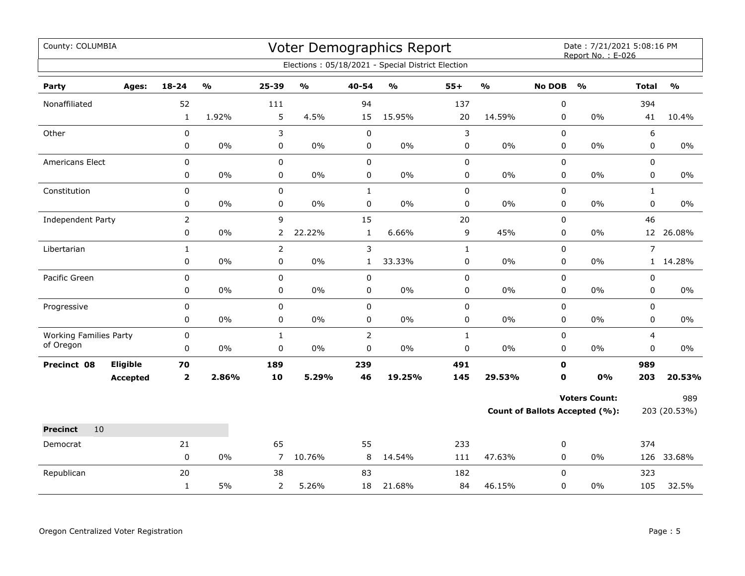County: COLUMBIA

# Voter Demographics Report

Date : 7/21/2021 5:08:16 PM
Report No. : E-026

Elections : 05/18/2021 - Special District Election

| Party | Ages: | 18-24 | % | 25-39 | % | 40-54 | % | 55+ | % | No DOB | % | Total | % |
|---|---|---|---|---|---|---|---|---|---|---|---|---|---|
| Nonaffiliated | | 52 | | 111 | | 94 | | 137 | | 0 | | 394 | |
| | | 1 | 1.92% | 5 | 4.5% | 15 | 15.95% | 20 | 14.59% | 0 | 0% | 41 | 10.4% |
| Other | | 0 | | 3 | | 0 | | 3 | | 0 | | 6 | |
| | | 0 | 0% | 0 | 0% | 0 | 0% | 0 | 0% | 0 | 0% | 0 | 0% |
| Americans Elect | | 0 | | 0 | | 0 | | 0 | | 0 | | 0 | |
| | | 0 | 0% | 0 | 0% | 0 | 0% | 0 | 0% | 0 | 0% | 0 | 0% |
| Constitution | | 0 | | 0 | | 1 | | 0 | | 0 | | 1 | |
| | | 0 | 0% | 0 | 0% | 0 | 0% | 0 | 0% | 0 | 0% | 0 | 0% |
| Independent Party | | 2 | | 9 | | 15 | | 20 | | 0 | | 46 | |
| | | 0 | 0% | 2 | 22.22% | 1 | 6.66% | 9 | 45% | 0 | 0% | 12 | 26.08% |
| Libertarian | | 1 | | 2 | | 3 | | 1 | | 0 | | 7 | |
| | | 0 | 0% | 0 | 0% | 1 | 33.33% | 0 | 0% | 0 | 0% | 1 | 14.28% |
| Pacific Green | | 0 | | 0 | | 0 | | 0 | | 0 | | 0 | |
| | | 0 | 0% | 0 | 0% | 0 | 0% | 0 | 0% | 0 | 0% | 0 | 0% |
| Progressive | | 0 | | 0 | | 0 | | 0 | | 0 | | 0 | |
| | | 0 | 0% | 0 | 0% | 0 | 0% | 0 | 0% | 0 | 0% | 0 | 0% |
| Working Families Party of Oregon | | 0 | | 1 | | 2 | | 1 | | 0 | | 4 | |
| | | 0 | 0% | 0 | 0% | 0 | 0% | 0 | 0% | 0 | 0% | 0 | 0% |
| **Precinct 08** | **Eligible** | **70** | | **189** | | **239** | | **491** | | **0** | | **989** | |
| | **Accepted** | **2** | **2.86%** | **10** | **5.29%** | **46** | **19.25%** | **145** | **29.53%** | **0** | **0%** | **203** | **20.53%** |

**Voters Count:** 989

**Count of Ballots Accepted (%):** 203 (20.53%)

| **Precinct** 10 | | 18-24 | % | 25-39 | % | 40-54 | % | 55+ | % | No DOB | % | Total | % |
|---|---|---|---|---|---|---|---|---|---|---|---|---|---|
| Democrat | | 21 | | 65 | | 55 | | 233 | | 0 | | 374 | |
| | | 0 | 0% | 7 | 10.76% | 8 | 14.54% | 111 | 47.63% | 0 | 0% | 126 | 33.68% |
| Republican | | 20 | | 38 | | 83 | | 182 | | 0 | | 323 | |
| | | 1 | 5% | 2 | 5.26% | 18 | 21.68% | 84 | 46.15% | 0 | 0% | 105 | 32.5% |

Oregon Centralized Voter Registration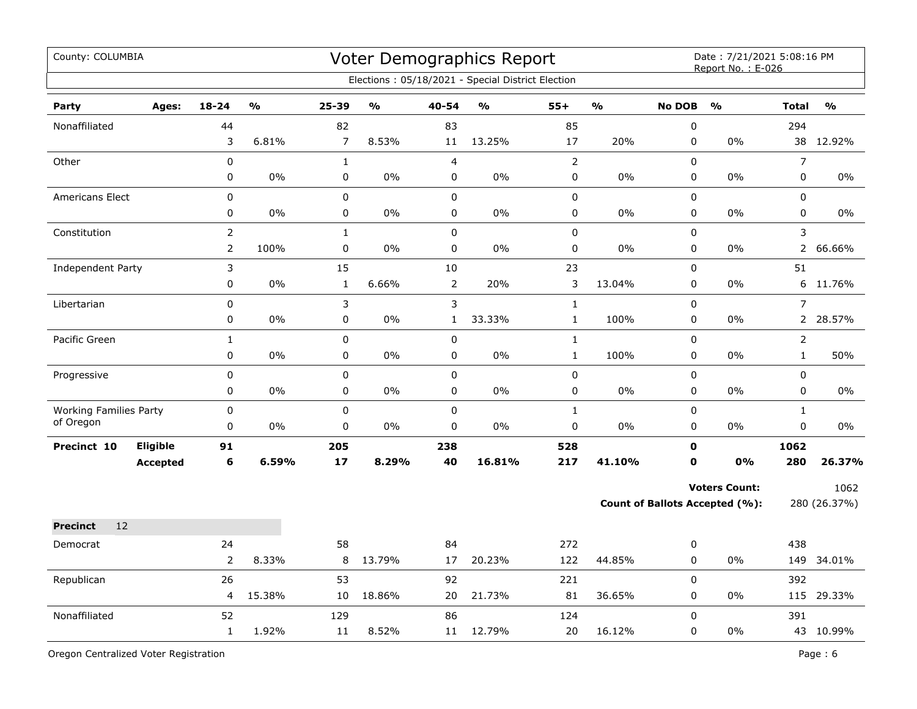County: COLUMBIA

# Voter Demographics Report

Date : 7/21/2021 5:08:16 PM
Report No. : E-026

Elections : 05/18/2021 - Special District Election

| Party | Ages: | 18-24 | % | 25-39 | % | 40-54 | % | 55+ | % | No DOB | % | Total | % |
|---|---|---|---|---|---|---|---|---|---|---|---|---|---|
| Nonaffiliated | | 44 | | 82 | | 83 | | 85 | | 0 | | 294 | |
| | | 3 | 6.81% | 7 | 8.53% | 11 | 13.25% | 17 | 20% | 0 | 0% | 38 | 12.92% |
| Other | | 0 | | 1 | | 4 | | 2 | | 0 | | 7 | |
| | | 0 | 0% | 0 | 0% | 0 | 0% | 0 | 0% | 0 | 0% | 0 | 0% |
| Americans Elect | | 0 | | 0 | | 0 | | 0 | | 0 | | 0 | |
| | | 0 | 0% | 0 | 0% | 0 | 0% | 0 | 0% | 0 | 0% | 0 | 0% |
| Constitution | | 2 | | 1 | | 0 | | 0 | | 0 | | 3 | |
| | | 2 | 100% | 0 | 0% | 0 | 0% | 0 | 0% | 0 | 0% | 2 | 66.66% |
| Independent Party | | 3 | | 15 | | 10 | | 23 | | 0 | | 51 | |
| | | 0 | 0% | 1 | 6.66% | 2 | 20% | 3 | 13.04% | 0 | 0% | 6 | 11.76% |
| Libertarian | | 0 | | 3 | | 3 | | 1 | | 0 | | 7 | |
| | | 0 | 0% | 0 | 0% | 1 | 33.33% | 1 | 100% | 0 | 0% | 2 | 28.57% |
| Pacific Green | | 1 | | 0 | | 0 | | 1 | | 0 | | 2 | |
| | | 0 | 0% | 0 | 0% | 0 | 0% | 1 | 100% | 0 | 0% | 1 | 50% |
| Progressive | | 0 | | 0 | | 0 | | 0 | | 0 | | 0 | |
| | | 0 | 0% | 0 | 0% | 0 | 0% | 0 | 0% | 0 | 0% | 0 | 0% |
| Working Families Party of Oregon | | 0 | | 0 | | 0 | | 1 | | 0 | | 1 | |
| | | 0 | 0% | 0 | 0% | 0 | 0% | 0 | 0% | 0 | 0% | 0 | 0% |
| **Precinct 10** | **Eligible** | **91** | | **205** | | **238** | | **528** | | **0** | | **1062** | |
| | **Accepted** | **6** | **6.59%** | **17** | **8.29%** | **40** | **16.81%** | **217** | **41.10%** | **0** | **0%** | **280** | **26.37%** |

**Voters Count:** 1062

**Count of Ballots Accepted (%):** 280 (26.37%)

**Precinct** 12

| Party | Ages: | 18-24 | % | 25-39 | % | 40-54 | % | 55+ | % | No DOB | % | Total | % |
|---|---|---|---|---|---|---|---|---|---|---|---|---|---|
| Democrat | | 24 | | 58 | | 84 | | 272 | | 0 | | 438 | |
| | | 2 | 8.33% | 8 | 13.79% | 17 | 20.23% | 122 | 44.85% | 0 | 0% | 149 | 34.01% |
| Republican | | 26 | | 53 | | 92 | | 221 | | 0 | | 392 | |
| | | 4 | 15.38% | 10 | 18.86% | 20 | 21.73% | 81 | 36.65% | 0 | 0% | 115 | 29.33% |
| Nonaffiliated | | 52 | | 129 | | 86 | | 124 | | 0 | | 391 | |
| | | 1 | 1.92% | 11 | 8.52% | 11 | 12.79% | 20 | 16.12% | 0 | 0% | 43 | 10.99% |

Oregon Centralized Voter Registration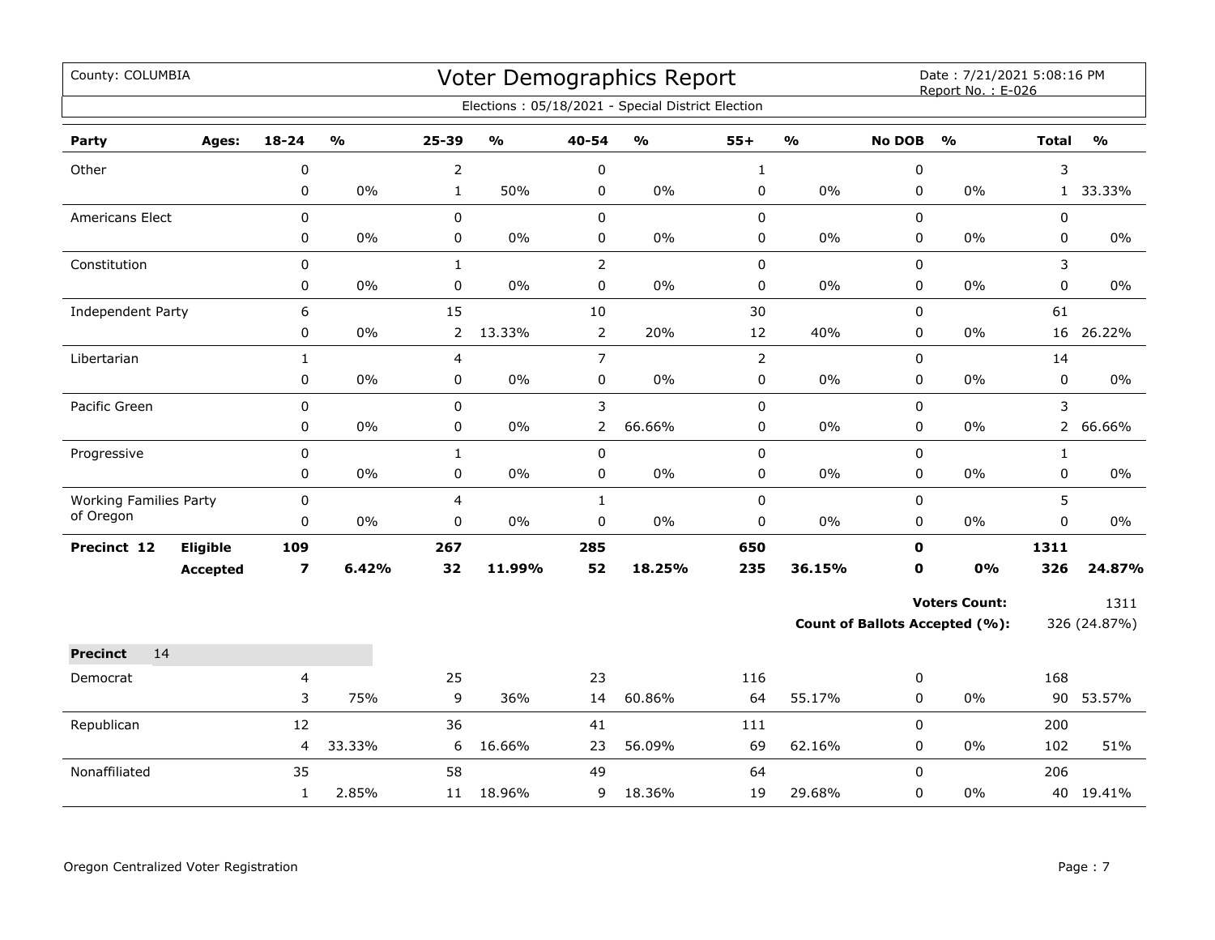County: COLUMBIA

# Voter Demographics Report

Date : 7/21/2021 5:08:16 PM
Report No. : E-026

Elections : 05/18/2021 - Special District Election

| Party | Ages: | 18-24 | % | 25-39 | % | 40-54 | % | 55+ | % | No DOB | % | Total | % |
|---|---|---|---|---|---|---|---|---|---|---|---|---|---|
| Other | | 0 | | 2 | | 0 | | 1 | | 0 | | 3 | |
| | | 0 | 0% | 1 | 50% | 0 | 0% | 0 | 0% | 0 | 0% | 1 | 33.33% |
| Americans Elect | | 0 | | 0 | | 0 | | 0 | | 0 | | 0 | |
| | | 0 | 0% | 0 | 0% | 0 | 0% | 0 | 0% | 0 | 0% | 0 | 0% |
| Constitution | | 0 | | 1 | | 2 | | 0 | | 0 | | 3 | |
| | | 0 | 0% | 0 | 0% | 0 | 0% | 0 | 0% | 0 | 0% | 0 | 0% |
| Independent Party | | 6 | | 15 | | 10 | | 30 | | 0 | | 61 | |
| | | 0 | 0% | 2 | 13.33% | 2 | 20% | 12 | 40% | 0 | 0% | 16 | 26.22% |
| Libertarian | | 1 | | 4 | | 7 | | 2 | | 0 | | 14 | |
| | | 0 | 0% | 0 | 0% | 0 | 0% | 0 | 0% | 0 | 0% | 0 | 0% |
| Pacific Green | | 0 | | 0 | | 3 | | 0 | | 0 | | 3 | |
| | | 0 | 0% | 0 | 0% | 2 | 66.66% | 0 | 0% | 0 | 0% | 2 | 66.66% |
| Progressive | | 0 | | 1 | | 0 | | 0 | | 0 | | 1 | |
| | | 0 | 0% | 0 | 0% | 0 | 0% | 0 | 0% | 0 | 0% | 0 | 0% |
| Working Families Party of Oregon | | 0 | | 4 | | 1 | | 0 | | 0 | | 5 | |
| | | 0 | 0% | 0 | 0% | 0 | 0% | 0 | 0% | 0 | 0% | 0 | 0% |
| **Precinct 12** | **Eligible** | **109** | | **267** | | **285** | | **650** | | **0** | | **1311** | |
| | **Accepted** | **7** | **6.42%** | **32** | **11.99%** | **52** | **18.25%** | **235** | **36.15%** | **0** | **0%** | **326** | **24.87%** |

**Voters Count:** 1311

**Count of Ballots Accepted (%):** 326 (24.87%)

| **Precinct** 14 | | | | | | | | | | | | | |
|---|---|---|---|---|---|---|---|---|---|---|---|---|---|
| Democrat | | 4 | | 25 | | 23 | | 116 | | 0 | | 168 | |
| | | 3 | 75% | 9 | 36% | 14 | 60.86% | 64 | 55.17% | 0 | 0% | 90 | 53.57% |
| Republican | | 12 | | 36 | | 41 | | 111 | | 0 | | 200 | |
| | | 4 | 33.33% | 6 | 16.66% | 23 | 56.09% | 69 | 62.16% | 0 | 0% | 102 | 51% |
| Nonaffiliated | | 35 | | 58 | | 49 | | 64 | | 0 | | 206 | |
| | | 1 | 2.85% | 11 | 18.96% | 9 | 18.36% | 19 | 29.68% | 0 | 0% | 40 | 19.41% |

Oregon Centralized Voter Registration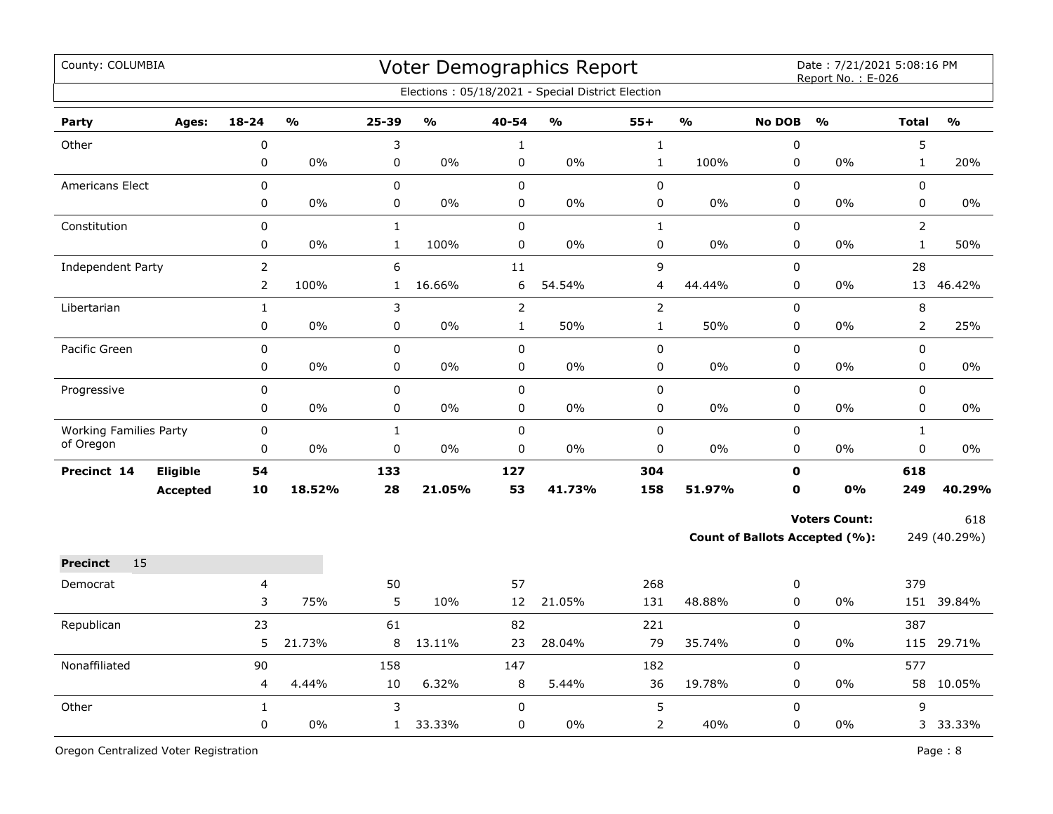County: COLUMBIA

# Voter Demographics Report

Date : 7/21/2021 5:08:16 PM
Report No. : E-026

Elections : 05/18/2021 - Special District Election

| Party | Ages: | 18-24 | % | 25-39 | % | 40-54 | % | 55+ | % | No DOB | % | Total | % |
|---|---|---|---|---|---|---|---|---|---|---|---|---|---|
| Other | | 0 | | 3 | | 1 | | 1 | | 0 | | 5 | |
| | | 0 | 0% | 0 | 0% | 0 | 0% | 1 | 100% | 0 | 0% | 1 | 20% |
| Americans Elect | | 0 | | 0 | | 0 | | 0 | | 0 | | 0 | |
| | | 0 | 0% | 0 | 0% | 0 | 0% | 0 | 0% | 0 | 0% | 0 | 0% |
| Constitution | | 0 | | 1 | | 0 | | 1 | | 0 | | 2 | |
| | | 0 | 0% | 1 | 100% | 0 | 0% | 0 | 0% | 0 | 0% | 1 | 50% |
| Independent Party | | 2 | | 6 | | 11 | | 9 | | 0 | | 28 | |
| | | 2 | 100% | 1 | 16.66% | 6 | 54.54% | 4 | 44.44% | 0 | 0% | 13 | 46.42% |
| Libertarian | | 1 | | 3 | | 2 | | 2 | | 0 | | 8 | |
| | | 0 | 0% | 0 | 0% | 1 | 50% | 1 | 50% | 0 | 0% | 2 | 25% |
| Pacific Green | | 0 | | 0 | | 0 | | 0 | | 0 | | 0 | |
| | | 0 | 0% | 0 | 0% | 0 | 0% | 0 | 0% | 0 | 0% | 0 | 0% |
| Progressive | | 0 | | 0 | | 0 | | 0 | | 0 | | 0 | |
| | | 0 | 0% | 0 | 0% | 0 | 0% | 0 | 0% | 0 | 0% | 0 | 0% |
| Working Families Party of Oregon | | 0 | | 1 | | 0 | | 0 | | 0 | | 1 | |
| | | 0 | 0% | 0 | 0% | 0 | 0% | 0 | 0% | 0 | 0% | 0 | 0% |
| **Precinct 14** | **Eligible** | **54** | | **133** | | **127** | | **304** | | **0** | | **618** | |
| | **Accepted** | **10** | **18.52%** | **28** | **21.05%** | **53** | **41.73%** | **158** | **51.97%** | **0** | **0%** | **249** | **40.29%** |

**Voters Count:** 618

**Count of Ballots Accepted (%):** 249 (40.29%)

**Precinct** 15

| Party | Ages: | 18-24 | % | 25-39 | % | 40-54 | % | 55+ | % | No DOB | % | Total | % |
|---|---|---|---|---|---|---|---|---|---|---|---|---|---|
| Democrat | | 4 | | 50 | | 57 | | 268 | | 0 | | 379 | |
| | | 3 | 75% | 5 | 10% | 12 | 21.05% | 131 | 48.88% | 0 | 0% | 151 | 39.84% |
| Republican | | 23 | | 61 | | 82 | | 221 | | 0 | | 387 | |
| | | 5 | 21.73% | 8 | 13.11% | 23 | 28.04% | 79 | 35.74% | 0 | 0% | 115 | 29.71% |
| Nonaffiliated | | 90 | | 158 | | 147 | | 182 | | 0 | | 577 | |
| | | 4 | 4.44% | 10 | 6.32% | 8 | 5.44% | 36 | 19.78% | 0 | 0% | 58 | 10.05% |
| Other | | 1 | | 3 | | 0 | | 5 | | 0 | | 9 | |
| | | 0 | 0% | 1 | 33.33% | 0 | 0% | 2 | 40% | 0 | 0% | 3 | 33.33% |

Oregon Centralized Voter Registration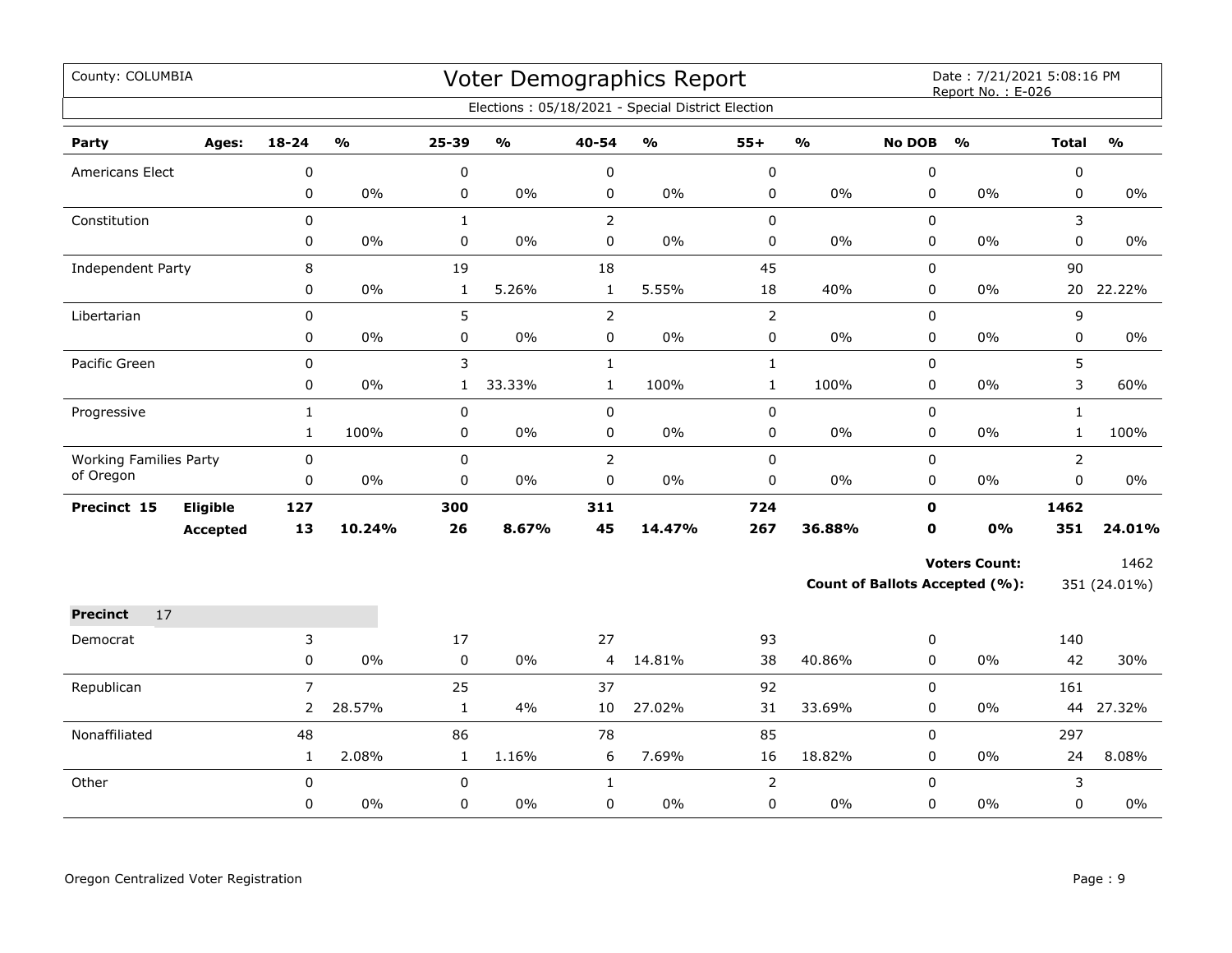County: COLUMBIA

# Voter Demographics Report

Date : 7/21/2021 5:08:16 PM
Report No. : E-026

Elections : 05/18/2021 - Special District Election

| Party | Ages: | 18-24 | % | 25-39 | % | 40-54 | % | 55+ | % | No DOB | % | Total | % |
|---|---|---|---|---|---|---|---|---|---|---|---|---|---|
| Americans Elect | | 0 | | 0 | | 0 | | 0 | | 0 | | 0 | |
| | | 0 | 0% | 0 | 0% | 0 | 0% | 0 | 0% | 0 | 0% | 0 | 0% |
| Constitution | | 0 | | 1 | | 2 | | 0 | | 0 | | 3 | |
| | | 0 | 0% | 0 | 0% | 0 | 0% | 0 | 0% | 0 | 0% | 0 | 0% |
| Independent Party | | 8 | | 19 | | 18 | | 45 | | 0 | | 90 | |
| | | 0 | 0% | 1 | 5.26% | 1 | 5.55% | 18 | 40% | 0 | 0% | 20 | 22.22% |
| Libertarian | | 0 | | 5 | | 2 | | 2 | | 0 | | 9 | |
| | | 0 | 0% | 0 | 0% | 0 | 0% | 0 | 0% | 0 | 0% | 0 | 0% |
| Pacific Green | | 0 | | 3 | | 1 | | 1 | | 0 | | 5 | |
| | | 0 | 0% | 1 | 33.33% | 1 | 100% | 1 | 100% | 0 | 0% | 3 | 60% |
| Progressive | | 1 | | 0 | | 0 | | 0 | | 0 | | 1 | |
| | | 1 | 100% | 0 | 0% | 0 | 0% | 0 | 0% | 0 | 0% | 1 | 100% |
| Working Families Party of Oregon | | 0 | | 0 | | 2 | | 0 | | 0 | | 2 | |
| | | 0 | 0% | 0 | 0% | 0 | 0% | 0 | 0% | 0 | 0% | 0 | 0% |
| **Precinct 15** | **Eligible** | **127** | | **300** | | **311** | | **724** | | **0** | | **1462** | |
| | **Accepted** | **13** | **10.24%** | **26** | **8.67%** | **45** | **14.47%** | **267** | **36.88%** | **0** | **0%** | **351** | **24.01%** |

**Voters Count:** 1462

**Count of Ballots Accepted (%):** 351 (24.01%)

**Precinct** 17

| Party | Ages: | 18-24 | % | 25-39 | % | 40-54 | % | 55+ | % | No DOB | % | Total | % |
|---|---|---|---|---|---|---|---|---|---|---|---|---|---|
| Democrat | | 3 | | 17 | | 27 | | 93 | | 0 | | 140 | |
| | | 0 | 0% | 0 | 0% | 4 | 14.81% | 38 | 40.86% | 0 | 0% | 42 | 30% |
| Republican | | 7 | | 25 | | 37 | | 92 | | 0 | | 161 | |
| | | 2 | 28.57% | 1 | 4% | 10 | 27.02% | 31 | 33.69% | 0 | 0% | 44 | 27.32% |
| Nonaffiliated | | 48 | | 86 | | 78 | | 85 | | 0 | | 297 | |
| | | 1 | 2.08% | 1 | 1.16% | 6 | 7.69% | 16 | 18.82% | 0 | 0% | 24 | 8.08% |
| Other | | 0 | | 0 | | 1 | | 2 | | 0 | | 3 | |
| | | 0 | 0% | 0 | 0% | 0 | 0% | 0 | 0% | 0 | 0% | 0 | 0% |

Oregon Centralized Voter Registration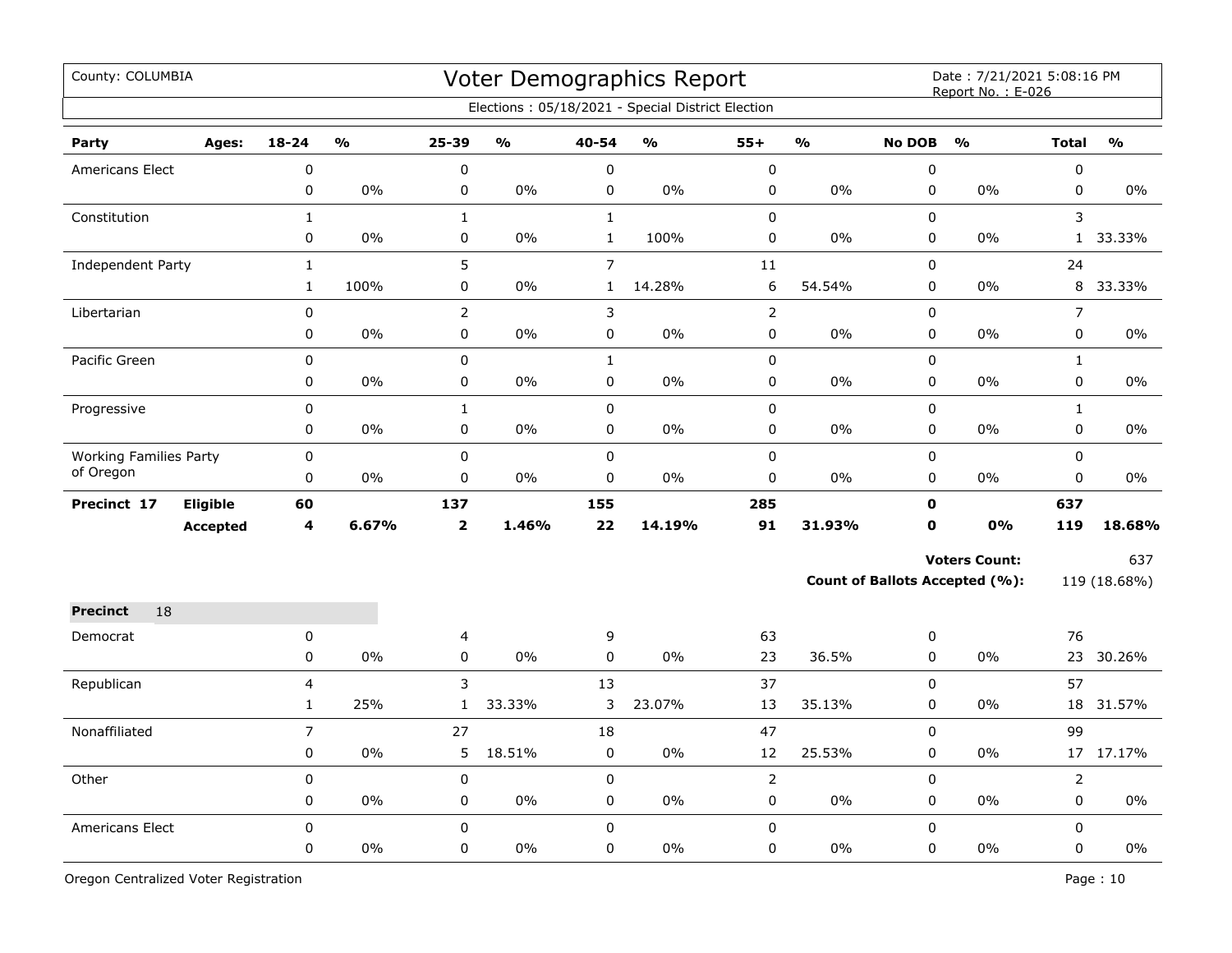County: COLUMBIA

# Voter Demographics Report

Date : 7/21/2021 5:08:16 PM
Report No. : E-026

Elections : 05/18/2021 - Special District Election

| Party | Ages: | 18-24 | % | 25-39 | % | 40-54 | % | 55+ | % | No DOB | % | Total | % |
|---|---|---|---|---|---|---|---|---|---|---|---|---|---|
| Americans Elect | | 0 | | 0 | | 0 | | 0 | | 0 | | 0 | |
| | | 0 | 0% | 0 | 0% | 0 | 0% | 0 | 0% | 0 | 0% | 0 | 0% |
| Constitution | | 1 | | 1 | | 1 | | 0 | | 0 | | 3 | |
| | | 0 | 0% | 0 | 0% | 1 | 100% | 0 | 0% | 0 | 0% | 1 | 33.33% |
| Independent Party | | 1 | | 5 | | 7 | | 11 | | 0 | | 24 | |
| | | 1 | 100% | 0 | 0% | 1 | 14.28% | 6 | 54.54% | 0 | 0% | 8 | 33.33% |
| Libertarian | | 0 | | 2 | | 3 | | 2 | | 0 | | 7 | |
| | | 0 | 0% | 0 | 0% | 0 | 0% | 0 | 0% | 0 | 0% | 0 | 0% |
| Pacific Green | | 0 | | 0 | | 1 | | 0 | | 0 | | 1 | |
| | | 0 | 0% | 0 | 0% | 0 | 0% | 0 | 0% | 0 | 0% | 0 | 0% |
| Progressive | | 0 | | 1 | | 0 | | 0 | | 0 | | 1 | |
| | | 0 | 0% | 0 | 0% | 0 | 0% | 0 | 0% | 0 | 0% | 0 | 0% |
| Working Families Party of Oregon | | 0 | | 0 | | 0 | | 0 | | 0 | | 0 | |
| | | 0 | 0% | 0 | 0% | 0 | 0% | 0 | 0% | 0 | 0% | 0 | 0% |
| **Precinct 17** | **Eligible** | **60** | | **137** | | **155** | | **285** | | **0** | | **637** | |
| | **Accepted** | **4** | **6.67%** | **2** | **1.46%** | **22** | **14.19%** | **91** | **31.93%** | **0** | **0%** | **119** | **18.68%** |

**Voters Count:** 637

**Count of Ballots Accepted (%):** 119 (18.68%)

**Precinct** 18

| Party | Ages: | 18-24 | % | 25-39 | % | 40-54 | % | 55+ | % | No DOB | % | Total | % |
|---|---|---|---|---|---|---|---|---|---|---|---|---|---|
| Democrat | | 0 | | 4 | | 9 | | 63 | | 0 | | 76 | |
| | | 0 | 0% | 0 | 0% | 0 | 0% | 23 | 36.5% | 0 | 0% | 23 | 30.26% |
| Republican | | 4 | | 3 | | 13 | | 37 | | 0 | | 57 | |
| | | 1 | 25% | 1 | 33.33% | 3 | 23.07% | 13 | 35.13% | 0 | 0% | 18 | 31.57% |
| Nonaffiliated | | 7 | | 27 | | 18 | | 47 | | 0 | | 99 | |
| | | 0 | 0% | 5 | 18.51% | 0 | 0% | 12 | 25.53% | 0 | 0% | 17 | 17.17% |
| Other | | 0 | | 0 | | 0 | | 2 | | 0 | | 2 | |
| | | 0 | 0% | 0 | 0% | 0 | 0% | 0 | 0% | 0 | 0% | 0 | 0% |
| Americans Elect | | 0 | | 0 | | 0 | | 0 | | 0 | | 0 | |
| | | 0 | 0% | 0 | 0% | 0 | 0% | 0 | 0% | 0 | 0% | 0 | 0% |

Oregon Centralized Voter Registration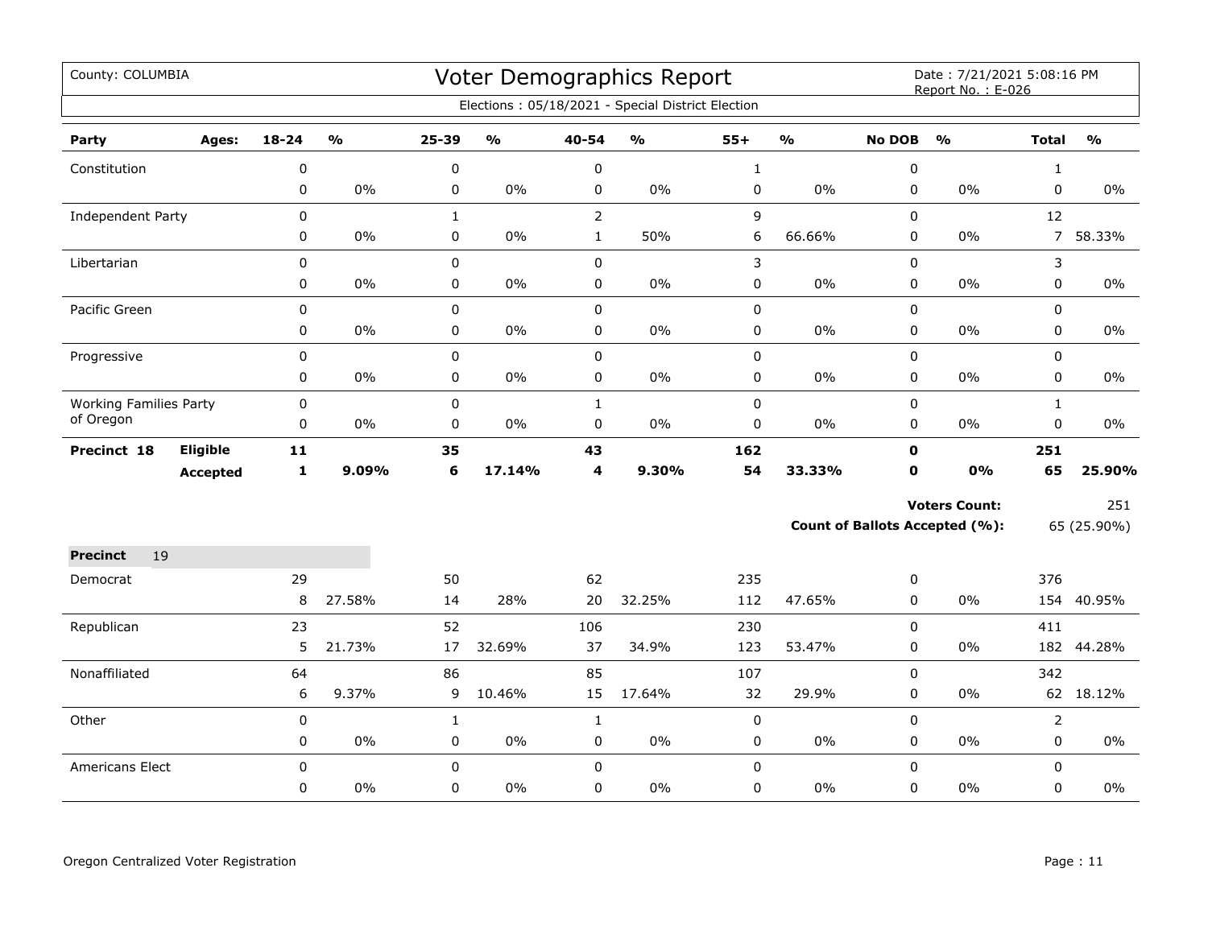| County: COLUMBIA | Voter Demographics Report | Date : 7/21/2021 5:08:16 PM<br>Report No. : E-026 |
|---|---|---|
| | Elections : 05/18/2021 - Special District Election | |

| Party | Ages: | 18-24 | % | 25-39 | % | 40-54 | % | 55+ | % | No DOB | % | Total | % |
|---|---|---|---|---|---|---|---|---|---|---|---|---|---|
| Constitution | | 0 | | 0 | | 0 | | 1 | | 0 | | 1 | |
| | | 0 | 0% | 0 | 0% | 0 | 0% | 0 | 0% | 0 | 0% | 0 | 0% |
| Independent Party | | 0 | | 1 | | 2 | | 9 | | 0 | | 12 | |
| | | 0 | 0% | 0 | 0% | 1 | 50% | 6 | 66.66% | 0 | 0% | 7 | 58.33% |
| Libertarian | | 0 | | 0 | | 0 | | 3 | | 0 | | 3 | |
| | | 0 | 0% | 0 | 0% | 0 | 0% | 0 | 0% | 0 | 0% | 0 | 0% |
| Pacific Green | | 0 | | 0 | | 0 | | 0 | | 0 | | 0 | |
| | | 0 | 0% | 0 | 0% | 0 | 0% | 0 | 0% | 0 | 0% | 0 | 0% |
| Progressive | | 0 | | 0 | | 0 | | 0 | | 0 | | 0 | |
| | | 0 | 0% | 0 | 0% | 0 | 0% | 0 | 0% | 0 | 0% | 0 | 0% |
| Working Families Party of Oregon | | 0 | | 0 | | 1 | | 0 | | 0 | | 1 | |
| | | 0 | 0% | 0 | 0% | 0 | 0% | 0 | 0% | 0 | 0% | 0 | 0% |
| **Precinct 18** | **Eligible** | **11** | | **35** | | **43** | | **162** | | **0** | | **251** | |
| | **Accepted** | **1** | **9.09%** | **6** | **17.14%** | **4** | **9.30%** | **54** | **33.33%** | **0** | **0%** | **65** | **25.90%** |

**Voters Count:** 251

**Count of Ballots Accepted (%):** 65 (25.90%)

**Precinct** 19

| Party | | 18-24 | % | 25-39 | % | 40-54 | % | 55+ | % | No DOB | % | Total | % |
|---|---|---|---|---|---|---|---|---|---|---|---|---|---|
| Democrat | | 29 | | 50 | | 62 | | 235 | | 0 | | 376 | |
| | | 8 | 27.58% | 14 | 28% | 20 | 32.25% | 112 | 47.65% | 0 | 0% | 154 | 40.95% |
| Republican | | 23 | | 52 | | 106 | | 230 | | 0 | | 411 | |
| | | 5 | 21.73% | 17 | 32.69% | 37 | 34.9% | 123 | 53.47% | 0 | 0% | 182 | 44.28% |
| Nonaffiliated | | 64 | | 86 | | 85 | | 107 | | 0 | | 342 | |
| | | 6 | 9.37% | 9 | 10.46% | 15 | 17.64% | 32 | 29.9% | 0 | 0% | 62 | 18.12% |
| Other | | 0 | | 1 | | 1 | | 0 | | 0 | | 2 | |
| | | 0 | 0% | 0 | 0% | 0 | 0% | 0 | 0% | 0 | 0% | 0 | 0% |
| Americans Elect | | 0 | | 0 | | 0 | | 0 | | 0 | | 0 | |
| | | 0 | 0% | 0 | 0% | 0 | 0% | 0 | 0% | 0 | 0% | 0 | 0% |

Oregon Centralized Voter Registration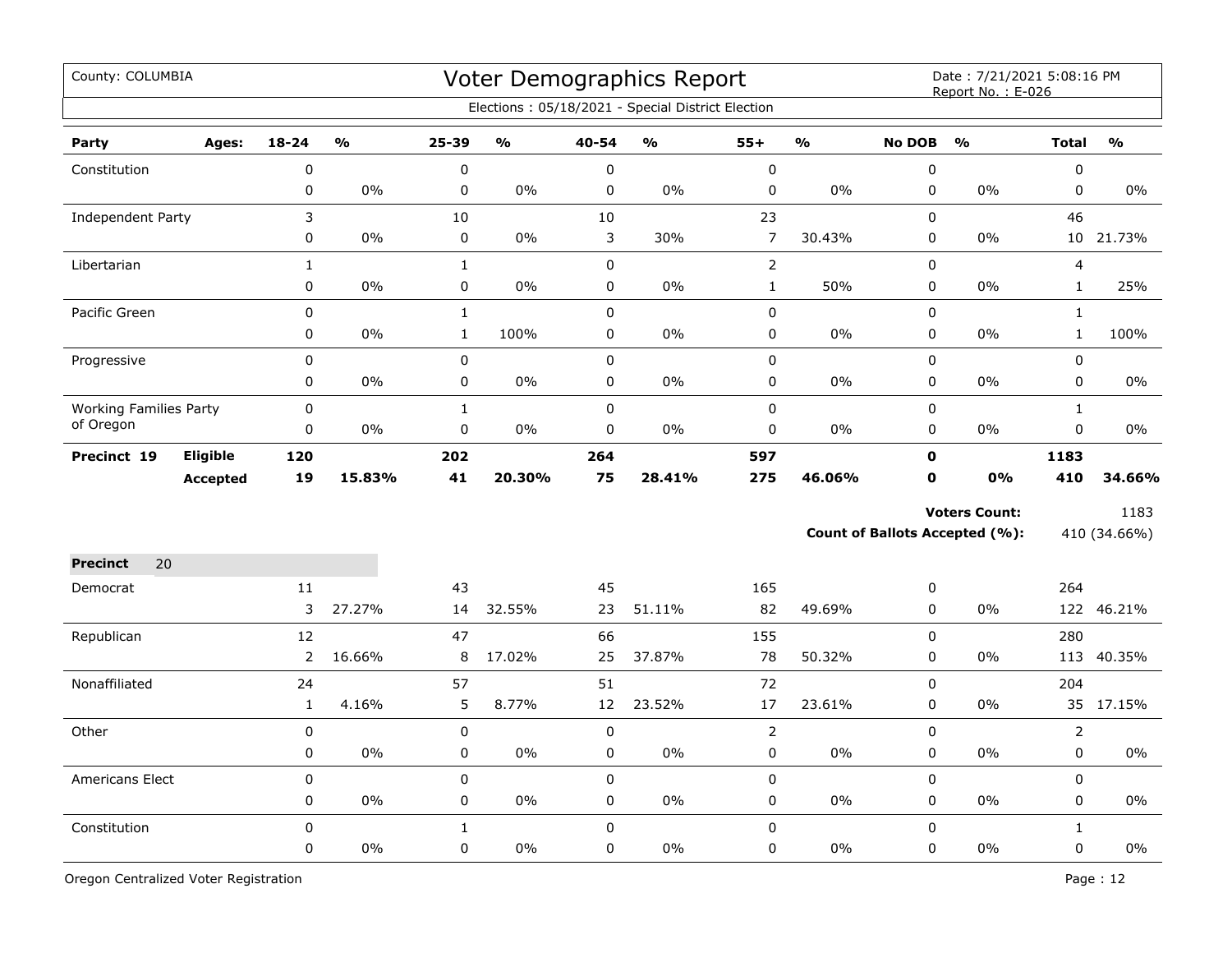County: COLUMBIA

# Voter Demographics Report

Date : 7/21/2021 5:08:16 PM
Report No. : E-026

Elections : 05/18/2021 - Special District Election

| Party | Ages: | 18-24 | % | 25-39 | % | 40-54 | % | 55+ | % | No DOB | % | Total | % |
|---|---|---|---|---|---|---|---|---|---|---|---|---|---|
| Constitution | | 0 | | 0 | | 0 | | 0 | | 0 | | 0 | |
| | | 0 | 0% | 0 | 0% | 0 | 0% | 0 | 0% | 0 | 0% | 0 | 0% |
| Independent Party | | 3 | | 10 | | 10 | | 23 | | 0 | | 46 | |
| | | 0 | 0% | 0 | 0% | 3 | 30% | 7 | 30.43% | 0 | 0% | 10 | 21.73% |
| Libertarian | | 1 | | 1 | | 0 | | 2 | | 0 | | 4 | |
| | | 0 | 0% | 0 | 0% | 0 | 0% | 1 | 50% | 0 | 0% | 1 | 25% |
| Pacific Green | | 0 | | 1 | | 0 | | 0 | | 0 | | 1 | |
| | | 0 | 0% | 1 | 100% | 0 | 0% | 0 | 0% | 0 | 0% | 1 | 100% |
| Progressive | | 0 | | 0 | | 0 | | 0 | | 0 | | 0 | |
| | | 0 | 0% | 0 | 0% | 0 | 0% | 0 | 0% | 0 | 0% | 0 | 0% |
| Working Families Party of Oregon | | 0 | | 1 | | 0 | | 0 | | 0 | | 1 | |
| | | 0 | 0% | 0 | 0% | 0 | 0% | 0 | 0% | 0 | 0% | 0 | 0% |
| **Precinct 19** | **Eligible** | **120** | | **202** | | **264** | | **597** | | **0** | | **1183** | |
| | **Accepted** | **19** | **15.83%** | **41** | **20.30%** | **75** | **28.41%** | **275** | **46.06%** | **0** | **0%** | **410** | **34.66%** |

**Voters Count:** 1183

**Count of Ballots Accepted (%):** 410 (34.66%)

**Precinct** 20

| Party | Ages: | 18-24 | % | 25-39 | % | 40-54 | % | 55+ | % | No DOB | % | Total | % |
|---|---|---|---|---|---|---|---|---|---|---|---|---|---|
| Democrat | | 11 | | 43 | | 45 | | 165 | | 0 | | 264 | |
| | | 3 | 27.27% | 14 | 32.55% | 23 | 51.11% | 82 | 49.69% | 0 | 0% | 122 | 46.21% |
| Republican | | 12 | | 47 | | 66 | | 155 | | 0 | | 280 | |
| | | 2 | 16.66% | 8 | 17.02% | 25 | 37.87% | 78 | 50.32% | 0 | 0% | 113 | 40.35% |
| Nonaffiliated | | 24 | | 57 | | 51 | | 72 | | 0 | | 204 | |
| | | 1 | 4.16% | 5 | 8.77% | 12 | 23.52% | 17 | 23.61% | 0 | 0% | 35 | 17.15% |
| Other | | 0 | | 0 | | 0 | | 2 | | 0 | | 2 | |
| | | 0 | 0% | 0 | 0% | 0 | 0% | 0 | 0% | 0 | 0% | 0 | 0% |
| Americans Elect | | 0 | | 0 | | 0 | | 0 | | 0 | | 0 | |
| | | 0 | 0% | 0 | 0% | 0 | 0% | 0 | 0% | 0 | 0% | 0 | 0% |
| Constitution | | 0 | | 1 | | 0 | | 0 | | 0 | | 1 | |
| | | 0 | 0% | 0 | 0% | 0 | 0% | 0 | 0% | 0 | 0% | 0 | 0% |

Oregon Centralized Voter Registration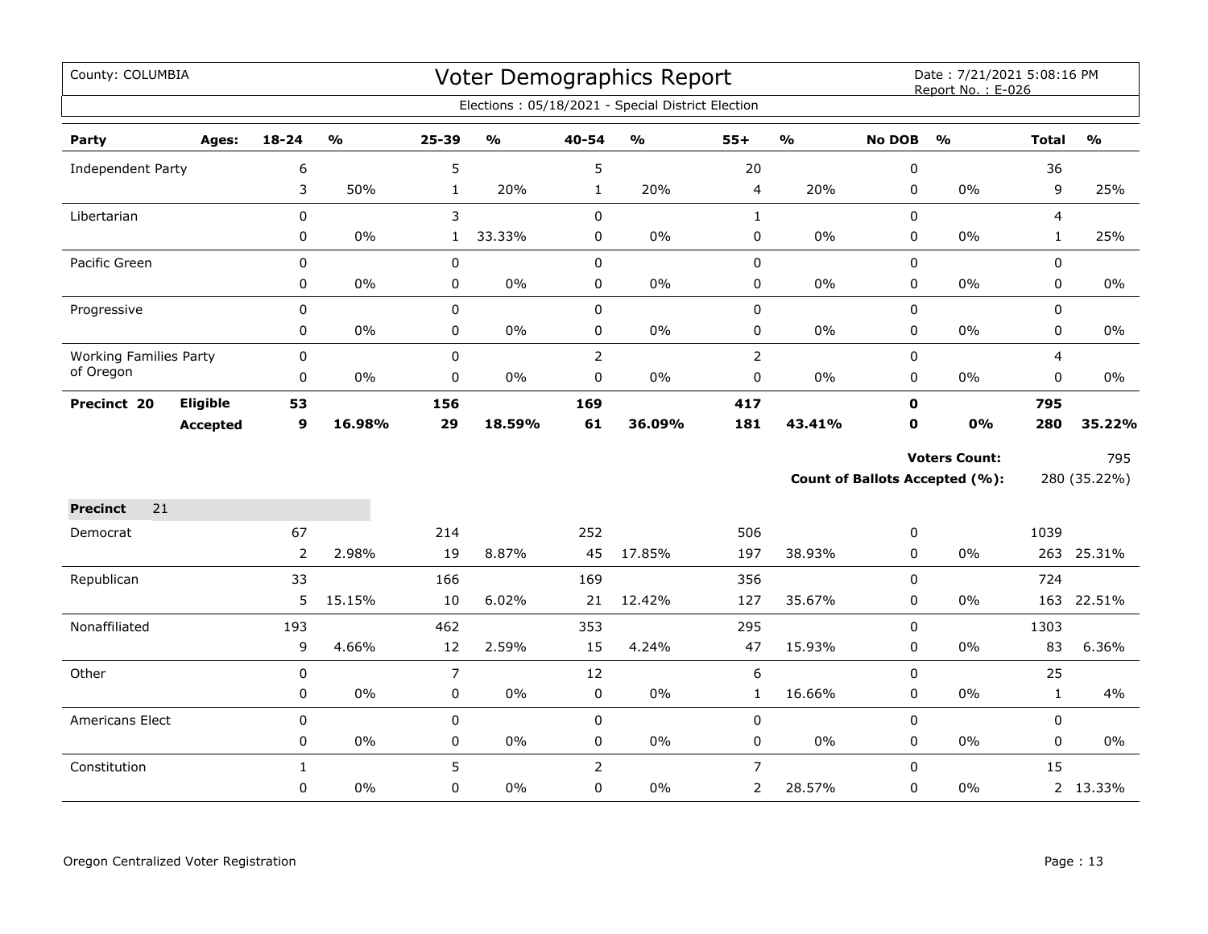County: COLUMBIA

# Voter Demographics Report

Date : 7/21/2021 5:08:16 PM
Report No. : E-026

Elections : 05/18/2021 - Special District Election

| Party | Ages: | 18-24 | % | 25-39 | % | 40-54 | % | 55+ | % | No DOB | % | Total | % |
|---|---|---|---|---|---|---|---|---|---|---|---|---|---|
| Independent Party | | 6 | | 5 | | 5 | | 20 | | 0 | | 36 | |
| | | 3 | 50% | 1 | 20% | 1 | 20% | 4 | 20% | 0 | 0% | 9 | 25% |
| Libertarian | | 0 | | 3 | | 0 | | 1 | | 0 | | 4 | |
| | | 0 | 0% | 1 | 33.33% | 0 | 0% | 0 | 0% | 0 | 0% | 1 | 25% |
| Pacific Green | | 0 | | 0 | | 0 | | 0 | | 0 | | 0 | |
| | | 0 | 0% | 0 | 0% | 0 | 0% | 0 | 0% | 0 | 0% | 0 | 0% |
| Progressive | | 0 | | 0 | | 0 | | 0 | | 0 | | 0 | |
| | | 0 | 0% | 0 | 0% | 0 | 0% | 0 | 0% | 0 | 0% | 0 | 0% |
| Working Families Party of Oregon | | 0 | | 0 | | 2 | | 2 | | 0 | | 4 | |
| | | 0 | 0% | 0 | 0% | 0 | 0% | 0 | 0% | 0 | 0% | 0 | 0% |
| **Precinct 20** | **Eligible** | **53** | | **156** | | **169** | | **417** | | **0** | | **795** | |
| | **Accepted** | **9** | **16.98%** | **29** | **18.59%** | **61** | **36.09%** | **181** | **43.41%** | **0** | **0%** | **280** | **35.22%** |

**Voters Count:** 795

**Count of Ballots Accepted (%):** 280 (35.22%)

**Precinct** 21

| Party | Ages: | 18-24 | % | 25-39 | % | 40-54 | % | 55+ | % | No DOB | % | Total | % |
|---|---|---|---|---|---|---|---|---|---|---|---|---|---|
| Democrat | | 67 | | 214 | | 252 | | 506 | | 0 | | 1039 | |
| | | 2 | 2.98% | 19 | 8.87% | 45 | 17.85% | 197 | 38.93% | 0 | 0% | 263 | 25.31% |
| Republican | | 33 | | 166 | | 169 | | 356 | | 0 | | 724 | |
| | | 5 | 15.15% | 10 | 6.02% | 21 | 12.42% | 127 | 35.67% | 0 | 0% | 163 | 22.51% |
| Nonaffiliated | | 193 | | 462 | | 353 | | 295 | | 0 | | 1303 | |
| | | 9 | 4.66% | 12 | 2.59% | 15 | 4.24% | 47 | 15.93% | 0 | 0% | 83 | 6.36% |
| Other | | 0 | | 7 | | 12 | | 6 | | 0 | | 25 | |
| | | 0 | 0% | 0 | 0% | 0 | 0% | 1 | 16.66% | 0 | 0% | 1 | 4% |
| Americans Elect | | 0 | | 0 | | 0 | | 0 | | 0 | | 0 | |
| | | 0 | 0% | 0 | 0% | 0 | 0% | 0 | 0% | 0 | 0% | 0 | 0% |
| Constitution | | 1 | | 5 | | 2 | | 7 | | 0 | | 15 | |
| | | 0 | 0% | 0 | 0% | 0 | 0% | 2 | 28.57% | 0 | 0% | 2 | 13.33% |

Oregon Centralized Voter Registration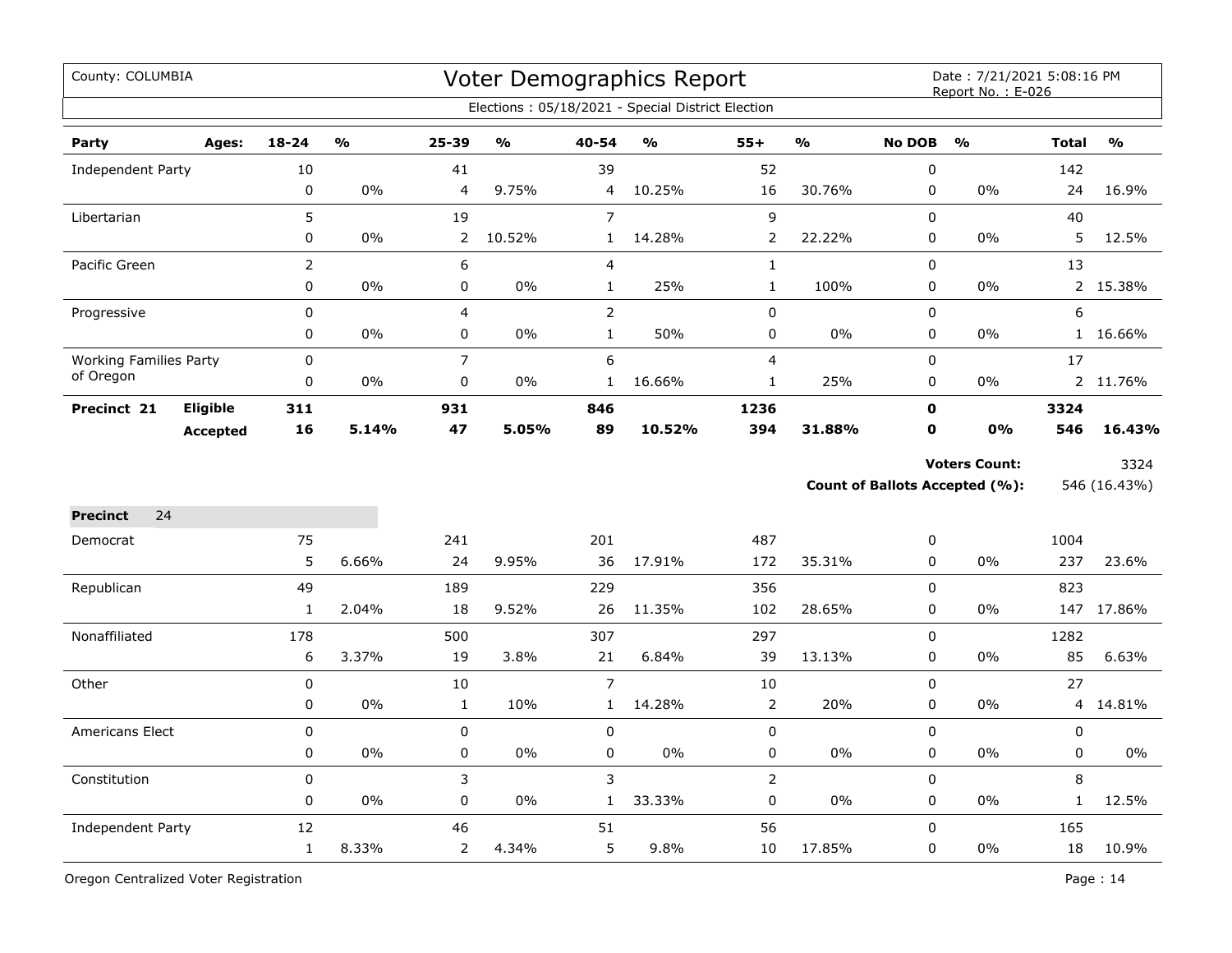County: COLUMBIA

# Voter Demographics Report

Date : 7/21/2021 5:08:16 PM
Report No. : E-026

Elections : 05/18/2021 - Special District Election

| Party | Ages: | 18-24 | % | 25-39 | % | 40-54 | % | 55+ | % | No DOB | % | Total | % |
|---|---|---|---|---|---|---|---|---|---|---|---|---|---|
| Independent Party | | 10 | | 41 | | 39 | | 52 | | 0 | | 142 | |
| | | 0 | 0% | 4 | 9.75% | 4 | 10.25% | 16 | 30.76% | 0 | 0% | 24 | 16.9% |
| Libertarian | | 5 | | 19 | | 7 | | 9 | | 0 | | 40 | |
| | | 0 | 0% | 2 | 10.52% | 1 | 14.28% | 2 | 22.22% | 0 | 0% | 5 | 12.5% |
| Pacific Green | | 2 | | 6 | | 4 | | 1 | | 0 | | 13 | |
| | | 0 | 0% | 0 | 0% | 1 | 25% | 1 | 100% | 0 | 0% | 2 | 15.38% |
| Progressive | | 0 | | 4 | | 2 | | 0 | | 0 | | 6 | |
| | | 0 | 0% | 0 | 0% | 1 | 50% | 0 | 0% | 0 | 0% | 1 | 16.66% |
| Working Families Party of Oregon | | 0 | | 7 | | 6 | | 4 | | 0 | | 17 | |
| | | 0 | 0% | 0 | 0% | 1 | 16.66% | 1 | 25% | 0 | 0% | 2 | 11.76% |
| **Precinct 21** | **Eligible** | **311** | | **931** | | **846** | | **1236** | | **0** | | **3324** | |
| | **Accepted** | **16** | **5.14%** | **47** | **5.05%** | **89** | **10.52%** | **394** | **31.88%** | **0** | **0%** | **546** | **16.43%** |

**Voters Count:** 3324

**Count of Ballots Accepted (%):** 546 (16.43%)

**Precinct** 24

| Party | 18-24 | % | 25-39 | % | 40-54 | % | 55+ | % | No DOB | % | Total | % |
|---|---|---|---|---|---|---|---|---|---|---|---|---|
| Democrat | 75 | | 241 | | 201 | | 487 | | 0 | | 1004 | |
| | 5 | 6.66% | 24 | 9.95% | 36 | 17.91% | 172 | 35.31% | 0 | 0% | 237 | 23.6% |
| Republican | 49 | | 189 | | 229 | | 356 | | 0 | | 823 | |
| | 1 | 2.04% | 18 | 9.52% | 26 | 11.35% | 102 | 28.65% | 0 | 0% | 147 | 17.86% |
| Nonaffiliated | 178 | | 500 | | 307 | | 297 | | 0 | | 1282 | |
| | 6 | 3.37% | 19 | 3.8% | 21 | 6.84% | 39 | 13.13% | 0 | 0% | 85 | 6.63% |
| Other | 0 | | 10 | | 7 | | 10 | | 0 | | 27 | |
| | 0 | 0% | 1 | 10% | 1 | 14.28% | 2 | 20% | 0 | 0% | 4 | 14.81% |
| Americans Elect | 0 | | 0 | | 0 | | 0 | | 0 | | 0 | |
| | 0 | 0% | 0 | 0% | 0 | 0% | 0 | 0% | 0 | 0% | 0 | 0% |
| Constitution | 0 | | 3 | | 3 | | 2 | | 0 | | 8 | |
| | 0 | 0% | 0 | 0% | 1 | 33.33% | 0 | 0% | 0 | 0% | 1 | 12.5% |
| Independent Party | 12 | | 46 | | 51 | | 56 | | 0 | | 165 | |
| | 1 | 8.33% | 2 | 4.34% | 5 | 9.8% | 10 | 17.85% | 0 | 0% | 18 | 10.9% |

Oregon Centralized Voter Registration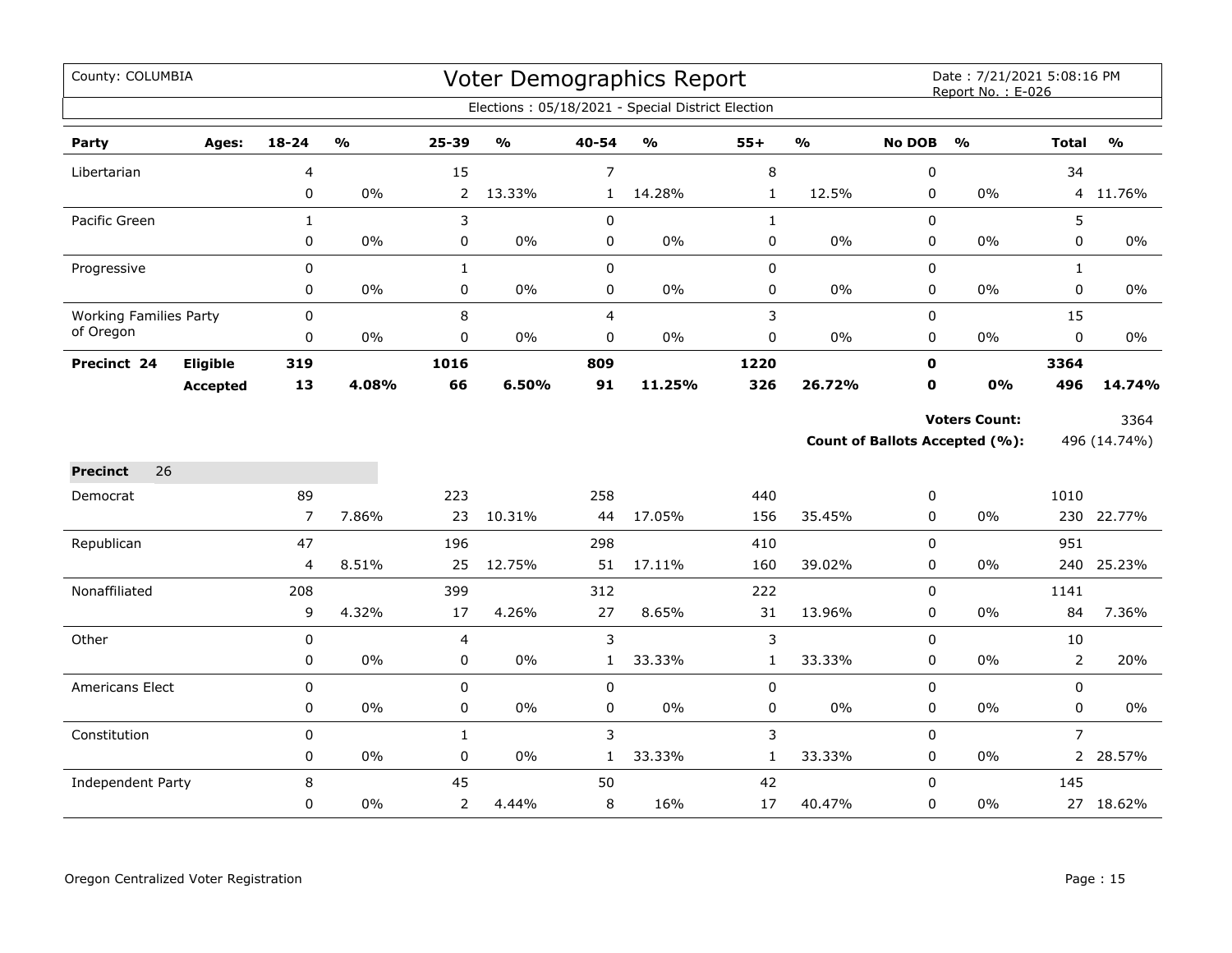County: COLUMBIA

# Voter Demographics Report

Date : 7/21/2021 5:08:16 PM
Report No. : E-026

Elections : 05/18/2021 - Special District Election

| Party | Ages: | 18-24 | % | 25-39 | % | 40-54 | % | 55+ | % | No DOB | % | Total | % |
|---|---|---|---|---|---|---|---|---|---|---|---|---|---|
| Libertarian | | 4 | | 15 | | 7 | | 8 | | 0 | | 34 | |
| | | 0 | 0% | 2 | 13.33% | 1 | 14.28% | 1 | 12.5% | 0 | 0% | 4 | 11.76% |
| Pacific Green | | 1 | | 3 | | 0 | | 1 | | 0 | | 5 | |
| | | 0 | 0% | 0 | 0% | 0 | 0% | 0 | 0% | 0 | 0% | 0 | 0% |
| Progressive | | 0 | | 1 | | 0 | | 0 | | 0 | | 1 | |
| | | 0 | 0% | 0 | 0% | 0 | 0% | 0 | 0% | 0 | 0% | 0 | 0% |
| Working Families Party of Oregon | | 0 | | 8 | | 4 | | 3 | | 0 | | 15 | |
| | | 0 | 0% | 0 | 0% | 0 | 0% | 0 | 0% | 0 | 0% | 0 | 0% |
| **Precinct 24** | **Eligible** | **319** | | **1016** | | **809** | | **1220** | | **0** | | **3364** | |
| | **Accepted** | **13** | **4.08%** | **66** | **6.50%** | **91** | **11.25%** | **326** | **26.72%** | **0** | **0%** | **496** | **14.74%** |

**Voters Count:** 3364

**Count of Ballots Accepted (%):** 496 (14.74%)

**Precinct** 26

| Party | Ages: | 18-24 | % | 25-39 | % | 40-54 | % | 55+ | % | No DOB | % | Total | % |
|---|---|---|---|---|---|---|---|---|---|---|---|---|---|
| Democrat | | 89 | | 223 | | 258 | | 440 | | 0 | | 1010 | |
| | | 7 | 7.86% | 23 | 10.31% | 44 | 17.05% | 156 | 35.45% | 0 | 0% | 230 | 22.77% |
| Republican | | 47 | | 196 | | 298 | | 410 | | 0 | | 951 | |
| | | 4 | 8.51% | 25 | 12.75% | 51 | 17.11% | 160 | 39.02% | 0 | 0% | 240 | 25.23% |
| Nonaffiliated | | 208 | | 399 | | 312 | | 222 | | 0 | | 1141 | |
| | | 9 | 4.32% | 17 | 4.26% | 27 | 8.65% | 31 | 13.96% | 0 | 0% | 84 | 7.36% |
| Other | | 0 | | 4 | | 3 | | 3 | | 0 | | 10 | |
| | | 0 | 0% | 0 | 0% | 1 | 33.33% | 1 | 33.33% | 0 | 0% | 2 | 20% |
| Americans Elect | | 0 | | 0 | | 0 | | 0 | | 0 | | 0 | |
| | | 0 | 0% | 0 | 0% | 0 | 0% | 0 | 0% | 0 | 0% | 0 | 0% |
| Constitution | | 0 | | 1 | | 3 | | 3 | | 0 | | 7 | |
| | | 0 | 0% | 0 | 0% | 1 | 33.33% | 1 | 33.33% | 0 | 0% | 2 | 28.57% |
| Independent Party | | 8 | | 45 | | 50 | | 42 | | 0 | | 145 | |
| | | 0 | 0% | 2 | 4.44% | 8 | 16% | 17 | 40.47% | 0 | 0% | 27 | 18.62% |

Oregon Centralized Voter Registration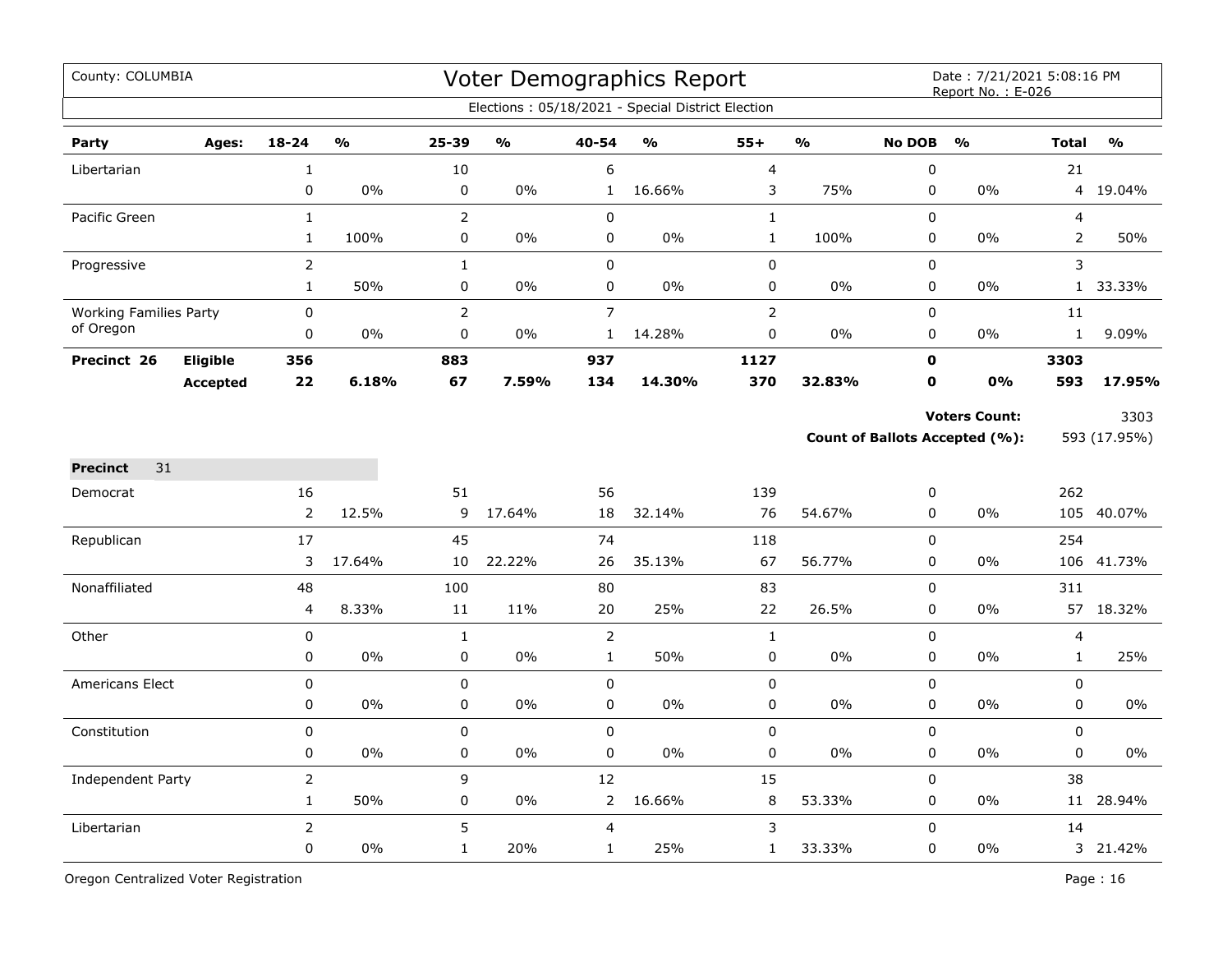County: COLUMBIA

# Voter Demographics Report

Date : 7/21/2021 5:08:16 PM
Report No. : E-026

Elections : 05/18/2021 - Special District Election

| Party | Ages: | 18-24 | % | 25-39 | % | 40-54 | % | 55+ | % | No DOB | % | Total | % |
|---|---|---|---|---|---|---|---|---|---|---|---|---|---|
| Libertarian | | 1 | | 10 | | 6 | | 4 | | 0 | | 21 | |
| | | 0 | 0% | 0 | 0% | 1 | 16.66% | 3 | 75% | 0 | 0% | 4 | 19.04% |
| Pacific Green | | 1 | | 2 | | 0 | | 1 | | 0 | | 4 | |
| | | 1 | 100% | 0 | 0% | 0 | 0% | 1 | 100% | 0 | 0% | 2 | 50% |
| Progressive | | 2 | | 1 | | 0 | | 0 | | 0 | | 3 | |
| | | 1 | 50% | 0 | 0% | 0 | 0% | 0 | 0% | 0 | 0% | 1 | 33.33% |
| Working Families Party of Oregon | | 0 | | 2 | | 7 | | 2 | | 0 | | 11 | |
| | | 0 | 0% | 0 | 0% | 1 | 14.28% | 0 | 0% | 0 | 0% | 1 | 9.09% |
| **Precinct 26** | **Eligible** | **356** | | **883** | | **937** | | **1127** | | **0** | | **3303** | |
| | **Accepted** | **22** | **6.18%** | **67** | **7.59%** | **134** | **14.30%** | **370** | **32.83%** | **0** | **0%** | **593** | **17.95%** |

**Voters Count:** 3303

**Count of Ballots Accepted (%):** 593 (17.95%)

**Precinct** 31

| Party | Ages: | 18-24 | % | 25-39 | % | 40-54 | % | 55+ | % | No DOB | % | Total | % |
|---|---|---|---|---|---|---|---|---|---|---|---|---|---|
| Democrat | | 16 | | 51 | | 56 | | 139 | | 0 | | 262 | |
| | | 2 | 12.5% | 9 | 17.64% | 18 | 32.14% | 76 | 54.67% | 0 | 0% | 105 | 40.07% |
| Republican | | 17 | | 45 | | 74 | | 118 | | 0 | | 254 | |
| | | 3 | 17.64% | 10 | 22.22% | 26 | 35.13% | 67 | 56.77% | 0 | 0% | 106 | 41.73% |
| Nonaffiliated | | 48 | | 100 | | 80 | | 83 | | 0 | | 311 | |
| | | 4 | 8.33% | 11 | 11% | 20 | 25% | 22 | 26.5% | 0 | 0% | 57 | 18.32% |
| Other | | 0 | | 1 | | 2 | | 1 | | 0 | | 4 | |
| | | 0 | 0% | 0 | 0% | 1 | 50% | 0 | 0% | 0 | 0% | 1 | 25% |
| Americans Elect | | 0 | | 0 | | 0 | | 0 | | 0 | | 0 | |
| | | 0 | 0% | 0 | 0% | 0 | 0% | 0 | 0% | 0 | 0% | 0 | 0% |
| Constitution | | 0 | | 0 | | 0 | | 0 | | 0 | | 0 | |
| | | 0 | 0% | 0 | 0% | 0 | 0% | 0 | 0% | 0 | 0% | 0 | 0% |
| Independent Party | | 2 | | 9 | | 12 | | 15 | | 0 | | 38 | |
| | | 1 | 50% | 0 | 0% | 2 | 16.66% | 8 | 53.33% | 0 | 0% | 11 | 28.94% |
| Libertarian | | 2 | | 5 | | 4 | | 3 | | 0 | | 14 | |
| | | 0 | 0% | 1 | 20% | 1 | 25% | 1 | 33.33% | 0 | 0% | 3 | 21.42% |

Oregon Centralized Voter Registration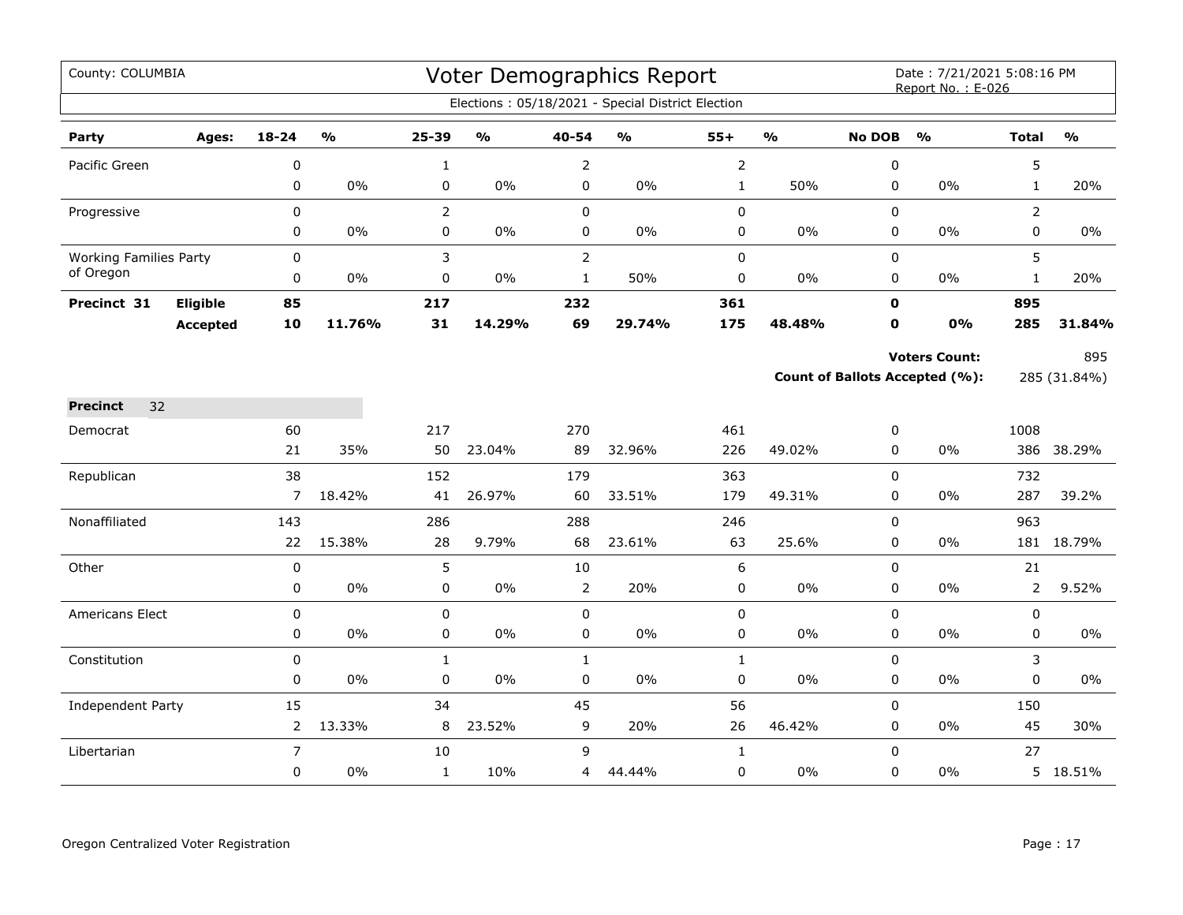County: COLUMBIA

# Voter Demographics Report

Date : 7/21/2021 5:08:16 PM
Report No. : E-026

Elections : 05/18/2021 - Special District Election

| Party | Ages: | 18-24 | % | 25-39 | % | 40-54 | % | 55+ | % | No DOB | % | Total | % |
|---|---|---|---|---|---|---|---|---|---|---|---|---|---|
| Pacific Green | | 0 | | 1 | | 2 | | 2 | | 0 | | 5 | |
| | | 0 | 0% | 0 | 0% | 0 | 0% | 1 | 50% | 0 | 0% | 1 | 20% |
| Progressive | | 0 | | 2 | | 0 | | 0 | | 0 | | 2 | |
| | | 0 | 0% | 0 | 0% | 0 | 0% | 0 | 0% | 0 | 0% | 0 | 0% |
| Working Families Party of Oregon | | 0 | | 3 | | 2 | | 0 | | 0 | | 5 | |
| | | 0 | 0% | 0 | 0% | 1 | 50% | 0 | 0% | 0 | 0% | 1 | 20% |
| **Precinct 31** | **Eligible** | **85** | | **217** | | **232** | | **361** | | **0** | | **895** | |
| | **Accepted** | **10** | **11.76%** | **31** | **14.29%** | **69** | **29.74%** | **175** | **48.48%** | **0** | **0%** | **285** | **31.84%** |

**Voters Count:** 895

**Count of Ballots Accepted (%):** 285 (31.84%)

**Precinct** 32

| Party | Ages: | 18-24 | % | 25-39 | % | 40-54 | % | 55+ | % | No DOB | % | Total | % |
|---|---|---|---|---|---|---|---|---|---|---|---|---|---|
| Democrat | | 60 | | 217 | | 270 | | 461 | | 0 | | 1008 | |
| | | 21 | 35% | 50 | 23.04% | 89 | 32.96% | 226 | 49.02% | 0 | 0% | 386 | 38.29% |
| Republican | | 38 | | 152 | | 179 | | 363 | | 0 | | 732 | |
| | | 7 | 18.42% | 41 | 26.97% | 60 | 33.51% | 179 | 49.31% | 0 | 0% | 287 | 39.2% |
| Nonaffiliated | | 143 | | 286 | | 288 | | 246 | | 0 | | 963 | |
| | | 22 | 15.38% | 28 | 9.79% | 68 | 23.61% | 63 | 25.6% | 0 | 0% | 181 | 18.79% |
| Other | | 0 | | 5 | | 10 | | 6 | | 0 | | 21 | |
| | | 0 | 0% | 0 | 0% | 2 | 20% | 0 | 0% | 0 | 0% | 2 | 9.52% |
| Americans Elect | | 0 | | 0 | | 0 | | 0 | | 0 | | 0 | |
| | | 0 | 0% | 0 | 0% | 0 | 0% | 0 | 0% | 0 | 0% | 0 | 0% |
| Constitution | | 0 | | 1 | | 1 | | 1 | | 0 | | 3 | |
| | | 0 | 0% | 0 | 0% | 0 | 0% | 0 | 0% | 0 | 0% | 0 | 0% |
| Independent Party | | 15 | | 34 | | 45 | | 56 | | 0 | | 150 | |
| | | 2 | 13.33% | 8 | 23.52% | 9 | 20% | 26 | 46.42% | 0 | 0% | 45 | 30% |
| Libertarian | | 7 | | 10 | | 9 | | 1 | | 0 | | 27 | |
| | | 0 | 0% | 1 | 10% | 4 | 44.44% | 0 | 0% | 0 | 0% | 5 | 18.51% |

Oregon Centralized Voter Registration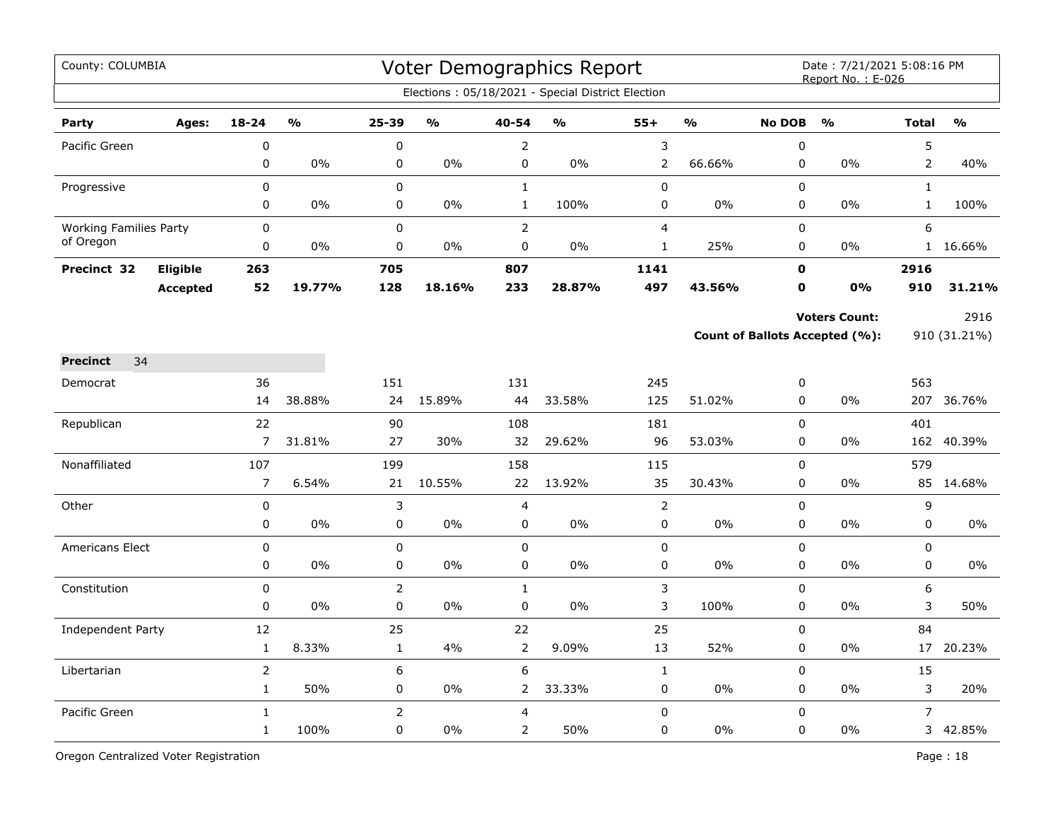County: COLUMBIA

# Voter Demographics Report

Date : 7/21/2021 5:08:16 PM
Report No. : E-026

Elections : 05/18/2021 - Special District Election

| Party | Ages: | 18-24 | % | 25-39 | % | 40-54 | % | 55+ | % | No DOB | % | Total | % |
|---|---|---|---|---|---|---|---|---|---|---|---|---|---|
| Pacific Green | | 0 | | 0 | | 2 | | 3 | | 0 | | 5 | |
| | | 0 | 0% | 0 | 0% | 0 | 0% | 2 | 66.66% | 0 | 0% | 2 | 40% |
| Progressive | | 0 | | 0 | | 1 | | 0 | | 0 | | 1 | |
| | | 0 | 0% | 0 | 0% | 1 | 100% | 0 | 0% | 0 | 0% | 1 | 100% |
| Working Families Party of Oregon | | 0 | | 0 | | 2 | | 4 | | 0 | | 6 | |
| | | 0 | 0% | 0 | 0% | 0 | 0% | 1 | 25% | 0 | 0% | 1 | 16.66% |
| **Precinct 32** | **Eligible** | **263** | | **705** | | **807** | | **1141** | | **0** | | **2916** | |
| | **Accepted** | **52** | **19.77%** | **128** | **18.16%** | **233** | **28.87%** | **497** | **43.56%** | **0** | **0%** | **910** | **31.21%** |

**Voters Count:** 2916

**Count of Ballots Accepted (%):** 910 (31.21%)

**Precinct** 34

| Party | Ages: | 18-24 | % | 25-39 | % | 40-54 | % | 55+ | % | No DOB | % | Total | % |
|---|---|---|---|---|---|---|---|---|---|---|---|---|---|
| Democrat | | 36 | | 151 | | 131 | | 245 | | 0 | | 563 | |
| | | 14 | 38.88% | 24 | 15.89% | 44 | 33.58% | 125 | 51.02% | 0 | 0% | 207 | 36.76% |
| Republican | | 22 | | 90 | | 108 | | 181 | | 0 | | 401 | |
| | | 7 | 31.81% | 27 | 30% | 32 | 29.62% | 96 | 53.03% | 0 | 0% | 162 | 40.39% |
| Nonaffiliated | | 107 | | 199 | | 158 | | 115 | | 0 | | 579 | |
| | | 7 | 6.54% | 21 | 10.55% | 22 | 13.92% | 35 | 30.43% | 0 | 0% | 85 | 14.68% |
| Other | | 0 | | 3 | | 4 | | 2 | | 0 | | 9 | |
| | | 0 | 0% | 0 | 0% | 0 | 0% | 0 | 0% | 0 | 0% | 0 | 0% |
| Americans Elect | | 0 | | 0 | | 0 | | 0 | | 0 | | 0 | |
| | | 0 | 0% | 0 | 0% | 0 | 0% | 0 | 0% | 0 | 0% | 0 | 0% |
| Constitution | | 0 | | 2 | | 1 | | 3 | | 0 | | 6 | |
| | | 0 | 0% | 0 | 0% | 0 | 0% | 3 | 100% | 0 | 0% | 3 | 50% |
| Independent Party | | 12 | | 25 | | 22 | | 25 | | 0 | | 84 | |
| | | 1 | 8.33% | 1 | 4% | 2 | 9.09% | 13 | 52% | 0 | 0% | 17 | 20.23% |
| Libertarian | | 2 | | 6 | | 6 | | 1 | | 0 | | 15 | |
| | | 1 | 50% | 0 | 0% | 2 | 33.33% | 0 | 0% | 0 | 0% | 3 | 20% |
| Pacific Green | | 1 | | 2 | | 4 | | 0 | | 0 | | 7 | |
| | | 1 | 100% | 0 | 0% | 2 | 50% | 0 | 0% | 0 | 0% | 3 | 42.85% |

Oregon Centralized Voter Registration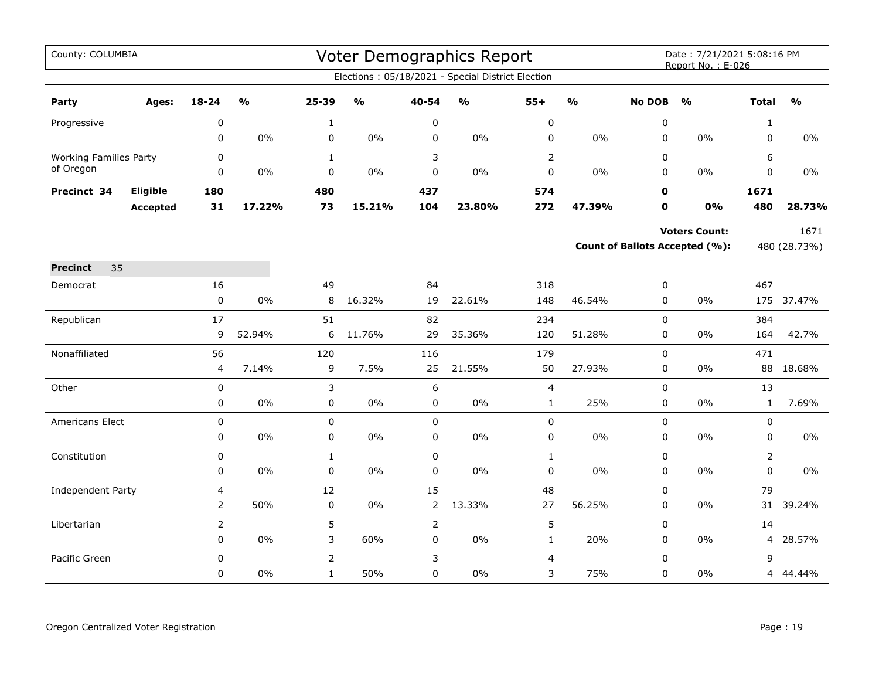County: COLUMBIA

# Voter Demographics Report

Date : 7/21/2021 5:08:16 PM
Report No. : E-026

Elections : 05/18/2021 - Special District Election

| Party | Ages: | 18-24 | % | 25-39 | % | 40-54 | % | 55+ | % | No DOB | % | Total | % |
|---|---|---|---|---|---|---|---|---|---|---|---|---|---|
| Progressive | | 0 | | 1 | | 0 | | 0 | | 0 | | 1 | |
| | | 0 | 0% | 0 | 0% | 0 | 0% | 0 | 0% | 0 | 0% | 0 | 0% |
| Working Families Party of Oregon | | 0 | | 1 | | 3 | | 2 | | 0 | | 6 | |
| | | 0 | 0% | 0 | 0% | 0 | 0% | 0 | 0% | 0 | 0% | 0 | 0% |
| **Precinct 34** | **Eligible** | **180** | | **480** | | **437** | | **574** | | **0** | | **1671** | |
| | **Accepted** | **31** | **17.22%** | **73** | **15.21%** | **104** | **23.80%** | **272** | **47.39%** | **0** | **0%** | **480** | **28.73%** |

**Voters Count:** 1671

**Count of Ballots Accepted (%):** 480 (28.73%)

**Precinct** 35

| Party | 18-24 | % | 25-39 | % | 40-54 | % | 55+ | % | No DOB | % | Total | % |
|---|---|---|---|---|---|---|---|---|---|---|---|---|
| Democrat | 16 | | 49 | | 84 | | 318 | | 0 | | 467 | |
| | 0 | 0% | 8 | 16.32% | 19 | 22.61% | 148 | 46.54% | 0 | 0% | 175 | 37.47% |
| Republican | 17 | | 51 | | 82 | | 234 | | 0 | | 384 | |
| | 9 | 52.94% | 6 | 11.76% | 29 | 35.36% | 120 | 51.28% | 0 | 0% | 164 | 42.7% |
| Nonaffiliated | 56 | | 120 | | 116 | | 179 | | 0 | | 471 | |
| | 4 | 7.14% | 9 | 7.5% | 25 | 21.55% | 50 | 27.93% | 0 | 0% | 88 | 18.68% |
| Other | 0 | | 3 | | 6 | | 4 | | 0 | | 13 | |
| | 0 | 0% | 0 | 0% | 0 | 0% | 1 | 25% | 0 | 0% | 1 | 7.69% |
| Americans Elect | 0 | | 0 | | 0 | | 0 | | 0 | | 0 | |
| | 0 | 0% | 0 | 0% | 0 | 0% | 0 | 0% | 0 | 0% | 0 | 0% |
| Constitution | 0 | | 1 | | 0 | | 1 | | 0 | | 2 | |
| | 0 | 0% | 0 | 0% | 0 | 0% | 0 | 0% | 0 | 0% | 0 | 0% |
| Independent Party | 4 | | 12 | | 15 | | 48 | | 0 | | 79 | |
| | 2 | 50% | 0 | 0% | 2 | 13.33% | 27 | 56.25% | 0 | 0% | 31 | 39.24% |
| Libertarian | 2 | | 5 | | 2 | | 5 | | 0 | | 14 | |
| | 0 | 0% | 3 | 60% | 0 | 0% | 1 | 20% | 0 | 0% | 4 | 28.57% |
| Pacific Green | 0 | | 2 | | 3 | | 4 | | 0 | | 9 | |
| | 0 | 0% | 1 | 50% | 0 | 0% | 3 | 75% | 0 | 0% | 4 | 44.44% |

Oregon Centralized Voter Registration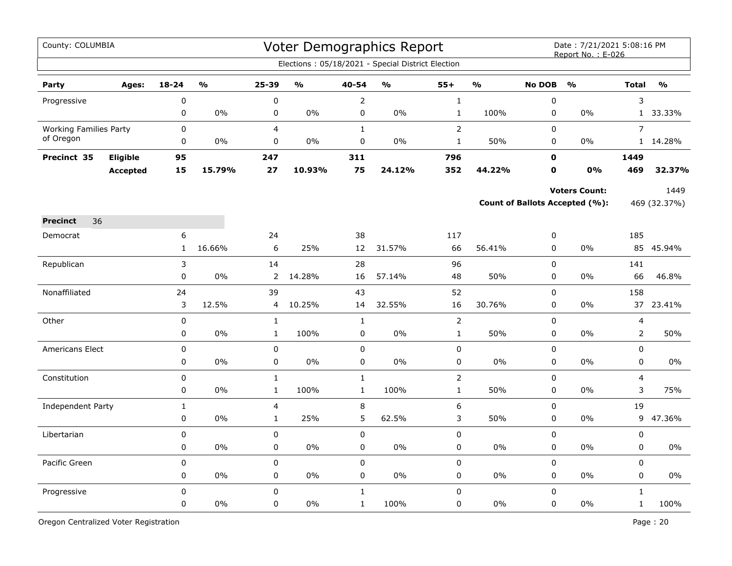County: COLUMBIA

# Voter Demographics Report

Date : 7/21/2021 5:08:16 PM
Report No. : E-026

Elections : 05/18/2021 - Special District Election

| Party | Ages: | 18-24 | % | 25-39 | % | 40-54 | % | 55+ | % | No DOB | % | Total | % |
|---|---|---|---|---|---|---|---|---|---|---|---|---|---|
| Progressive | | 0 | | 0 | | 2 | | 1 | | 0 | | 3 | |
| | | 0 | 0% | 0 | 0% | 0 | 0% | 1 | 100% | 0 | 0% | 1 | 33.33% |
| Working Families Party of Oregon | | 0 | | 4 | | 1 | | 2 | | 0 | | 7 | |
| | | 0 | 0% | 0 | 0% | 0 | 0% | 1 | 50% | 0 | 0% | 1 | 14.28% |
| **Precinct 35** | **Eligible** | **95** | | **247** | | **311** | | **796** | | **0** | | **1449** | |
| | **Accepted** | **15** | **15.79%** | **27** | **10.93%** | **75** | **24.12%** | **352** | **44.22%** | **0** | **0%** | **469** | **32.37%** |

**Voters Count:** 1449

**Count of Ballots Accepted (%):** 469 (32.37%)

**Precinct** 36

| Party | Ages: | 18-24 | % | 25-39 | % | 40-54 | % | 55+ | % | No DOB | % | Total | % |
|---|---|---|---|---|---|---|---|---|---|---|---|---|---|
| Democrat | | 6 | | 24 | | 38 | | 117 | | 0 | | 185 | |
| | | 1 | 16.66% | 6 | 25% | 12 | 31.57% | 66 | 56.41% | 0 | 0% | 85 | 45.94% |
| Republican | | 3 | | 14 | | 28 | | 96 | | 0 | | 141 | |
| | | 0 | 0% | 2 | 14.28% | 16 | 57.14% | 48 | 50% | 0 | 0% | 66 | 46.8% |
| Nonaffiliated | | 24 | | 39 | | 43 | | 52 | | 0 | | 158 | |
| | | 3 | 12.5% | 4 | 10.25% | 14 | 32.55% | 16 | 30.76% | 0 | 0% | 37 | 23.41% |
| Other | | 0 | | 1 | | 1 | | 2 | | 0 | | 4 | |
| | | 0 | 0% | 1 | 100% | 0 | 0% | 1 | 50% | 0 | 0% | 2 | 50% |
| Americans Elect | | 0 | | 0 | | 0 | | 0 | | 0 | | 0 | |
| | | 0 | 0% | 0 | 0% | 0 | 0% | 0 | 0% | 0 | 0% | 0 | 0% |
| Constitution | | 0 | | 1 | | 1 | | 2 | | 0 | | 4 | |
| | | 0 | 0% | 1 | 100% | 1 | 100% | 1 | 50% | 0 | 0% | 3 | 75% |
| Independent Party | | 1 | | 4 | | 8 | | 6 | | 0 | | 19 | |
| | | 0 | 0% | 1 | 25% | 5 | 62.5% | 3 | 50% | 0 | 0% | 9 | 47.36% |
| Libertarian | | 0 | | 0 | | 0 | | 0 | | 0 | | 0 | |
| | | 0 | 0% | 0 | 0% | 0 | 0% | 0 | 0% | 0 | 0% | 0 | 0% |
| Pacific Green | | 0 | | 0 | | 0 | | 0 | | 0 | | 0 | |
| | | 0 | 0% | 0 | 0% | 0 | 0% | 0 | 0% | 0 | 0% | 0 | 0% |
| Progressive | | 0 | | 0 | | 1 | | 0 | | 0 | | 1 | |
| | | 0 | 0% | 0 | 0% | 1 | 100% | 0 | 0% | 0 | 0% | 1 | 100% |

Oregon Centralized Voter Registration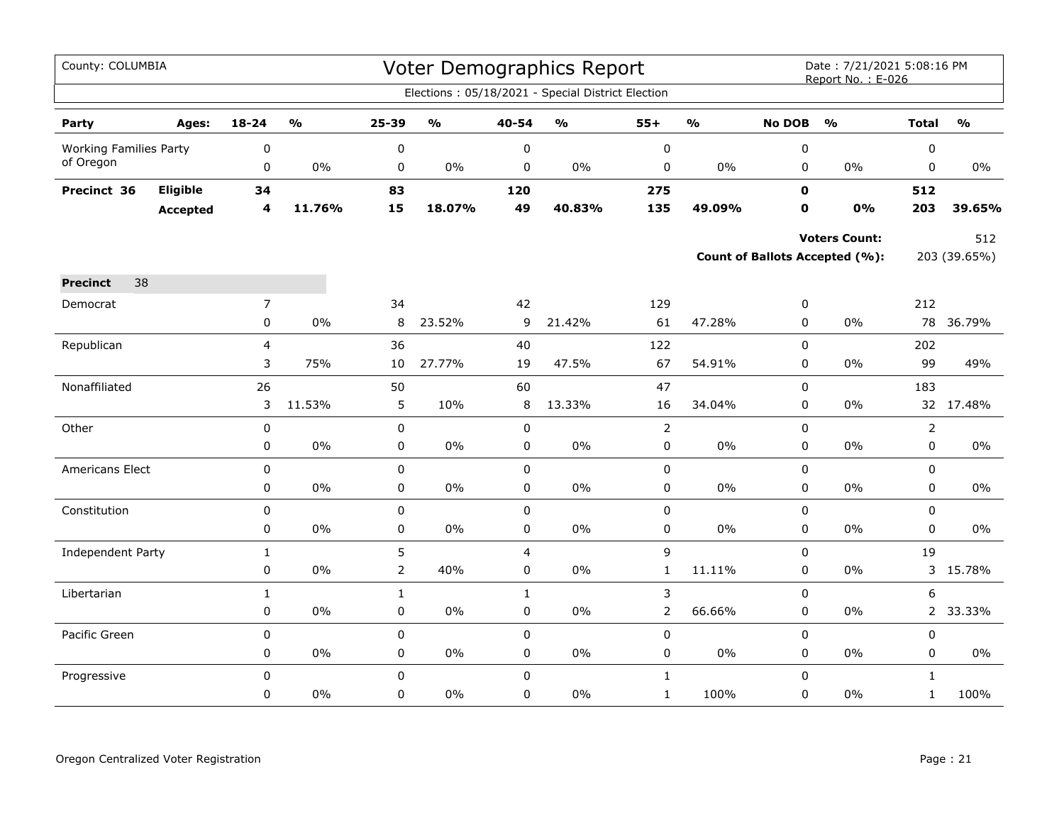County: COLUMBIA

# Voter Demographics Report

Date : 7/21/2021 5:08:16 PM
Report No. : E-026

Elections : 05/18/2021 - Special District Election

| Party | Ages: | 18-24 | % | 25-39 | % | 40-54 | % | 55+ | % | No DOB | % | Total | % |
|---|---|---|---|---|---|---|---|---|---|---|---|---|---|
| Working Families Party of Oregon | | 0 | | 0 | | 0 | | 0 | | 0 | | 0 | |
| | | 0 | 0% | 0 | 0% | 0 | 0% | 0 | 0% | 0 | 0% | 0 | 0% |
| **Precinct 36** | **Eligible** | **34** | | **83** | | **120** | | **275** | | **0** | | **512** | |
| | **Accepted** | **4** | **11.76%** | **15** | **18.07%** | **49** | **40.83%** | **135** | **49.09%** | **0** | **0%** | **203** | **39.65%** |

**Voters Count:** 512

**Count of Ballots Accepted (%):** 203 (39.65%)

**Precinct** 38

| Party | 18-24 | % | 25-39 | % | 40-54 | % | 55+ | % | No DOB | % | Total | % |
|---|---|---|---|---|---|---|---|---|---|---|---|---|
| Democrat | 7 | | 34 | | 42 | | 129 | | 0 | | 212 | |
| | 0 | 0% | 8 | 23.52% | 9 | 21.42% | 61 | 47.28% | 0 | 0% | 78 | 36.79% |
| Republican | 4 | | 36 | | 40 | | 122 | | 0 | | 202 | |
| | 3 | 75% | 10 | 27.77% | 19 | 47.5% | 67 | 54.91% | 0 | 0% | 99 | 49% |
| Nonaffiliated | 26 | | 50 | | 60 | | 47 | | 0 | | 183 | |
| | 3 | 11.53% | 5 | 10% | 8 | 13.33% | 16 | 34.04% | 0 | 0% | 32 | 17.48% |
| Other | 0 | | 0 | | 0 | | 2 | | 0 | | 2 | |
| | 0 | 0% | 0 | 0% | 0 | 0% | 0 | 0% | 0 | 0% | 0 | 0% |
| Americans Elect | 0 | | 0 | | 0 | | 0 | | 0 | | 0 | |
| | 0 | 0% | 0 | 0% | 0 | 0% | 0 | 0% | 0 | 0% | 0 | 0% |
| Constitution | 0 | | 0 | | 0 | | 0 | | 0 | | 0 | |
| | 0 | 0% | 0 | 0% | 0 | 0% | 0 | 0% | 0 | 0% | 0 | 0% |
| Independent Party | 1 | | 5 | | 4 | | 9 | | 0 | | 19 | |
| | 0 | 0% | 2 | 40% | 0 | 0% | 1 | 11.11% | 0 | 0% | 3 | 15.78% |
| Libertarian | 1 | | 1 | | 1 | | 3 | | 0 | | 6 | |
| | 0 | 0% | 0 | 0% | 0 | 0% | 2 | 66.66% | 0 | 0% | 2 | 33.33% |
| Pacific Green | 0 | | 0 | | 0 | | 0 | | 0 | | 0 | |
| | 0 | 0% | 0 | 0% | 0 | 0% | 0 | 0% | 0 | 0% | 0 | 0% |
| Progressive | 0 | | 0 | | 0 | | 1 | | 0 | | 1 | |
| | 0 | 0% | 0 | 0% | 0 | 0% | 1 | 100% | 0 | 0% | 1 | 100% |

Oregon Centralized Voter Registration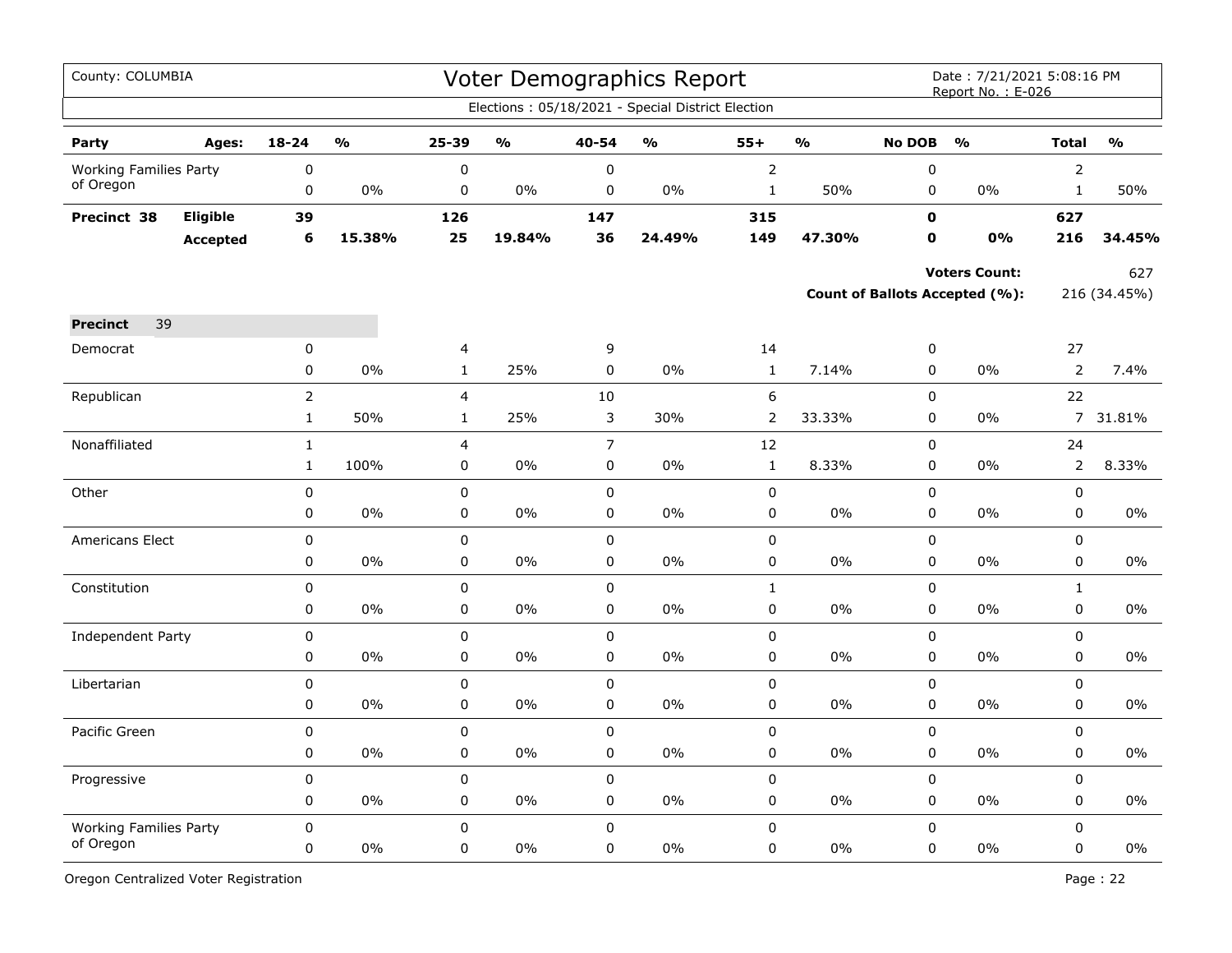County: COLUMBIA

# Voter Demographics Report

Date : 7/21/2021 5:08:16 PM
Report No. : E-026

Elections : 05/18/2021 - Special District Election

| Party | Ages: | 18-24 | % | 25-39 | % | 40-54 | % | 55+ | % | No DOB | % | Total | % |
|---|---|---|---|---|---|---|---|---|---|---|---|---|---|
| Working Families Party of Oregon | | 0 | | 0 | | 0 | | 2 | | 0 | | 2 | |
| | | 0 | 0% | 0 | 0% | 0 | 0% | 1 | 50% | 0 | 0% | 1 | 50% |
| **Precinct 38** | **Eligible** | **39** | | **126** | | **147** | | **315** | | **0** | | **627** | |
| | **Accepted** | **6** | **15.38%** | **25** | **19.84%** | **36** | **24.49%** | **149** | **47.30%** | **0** | **0%** | **216** | **34.45%** |

**Voters Count:** 627

**Count of Ballots Accepted (%):** 216 (34.45%)

**Precinct** 39

| Party | | 18-24 | % | 25-39 | % | 40-54 | % | 55+ | % | No DOB | % | Total | % |
|---|---|---|---|---|---|---|---|---|---|---|---|---|---|
| Democrat | | 0 | | 4 | | 9 | | 14 | | 0 | | 27 | |
| | | 0 | 0% | 1 | 25% | 0 | 0% | 1 | 7.14% | 0 | 0% | 2 | 7.4% |
| Republican | | 2 | | 4 | | 10 | | 6 | | 0 | | 22 | |
| | | 1 | 50% | 1 | 25% | 3 | 30% | 2 | 33.33% | 0 | 0% | 7 | 31.81% |
| Nonaffiliated | | 1 | | 4 | | 7 | | 12 | | 0 | | 24 | |
| | | 1 | 100% | 0 | 0% | 0 | 0% | 1 | 8.33% | 0 | 0% | 2 | 8.33% |
| Other | | 0 | | 0 | | 0 | | 0 | | 0 | | 0 | |
| | | 0 | 0% | 0 | 0% | 0 | 0% | 0 | 0% | 0 | 0% | 0 | 0% |
| Americans Elect | | 0 | | 0 | | 0 | | 0 | | 0 | | 0 | |
| | | 0 | 0% | 0 | 0% | 0 | 0% | 0 | 0% | 0 | 0% | 0 | 0% |
| Constitution | | 0 | | 0 | | 0 | | 1 | | 0 | | 1 | |
| | | 0 | 0% | 0 | 0% | 0 | 0% | 0 | 0% | 0 | 0% | 0 | 0% |
| Independent Party | | 0 | | 0 | | 0 | | 0 | | 0 | | 0 | |
| | | 0 | 0% | 0 | 0% | 0 | 0% | 0 | 0% | 0 | 0% | 0 | 0% |
| Libertarian | | 0 | | 0 | | 0 | | 0 | | 0 | | 0 | |
| | | 0 | 0% | 0 | 0% | 0 | 0% | 0 | 0% | 0 | 0% | 0 | 0% |
| Pacific Green | | 0 | | 0 | | 0 | | 0 | | 0 | | 0 | |
| | | 0 | 0% | 0 | 0% | 0 | 0% | 0 | 0% | 0 | 0% | 0 | 0% |
| Progressive | | 0 | | 0 | | 0 | | 0 | | 0 | | 0 | |
| | | 0 | 0% | 0 | 0% | 0 | 0% | 0 | 0% | 0 | 0% | 0 | 0% |
| Working Families Party of Oregon | | 0 | | 0 | | 0 | | 0 | | 0 | | 0 | |
| | | 0 | 0% | 0 | 0% | 0 | 0% | 0 | 0% | 0 | 0% | 0 | 0% |

Oregon Centralized Voter Registration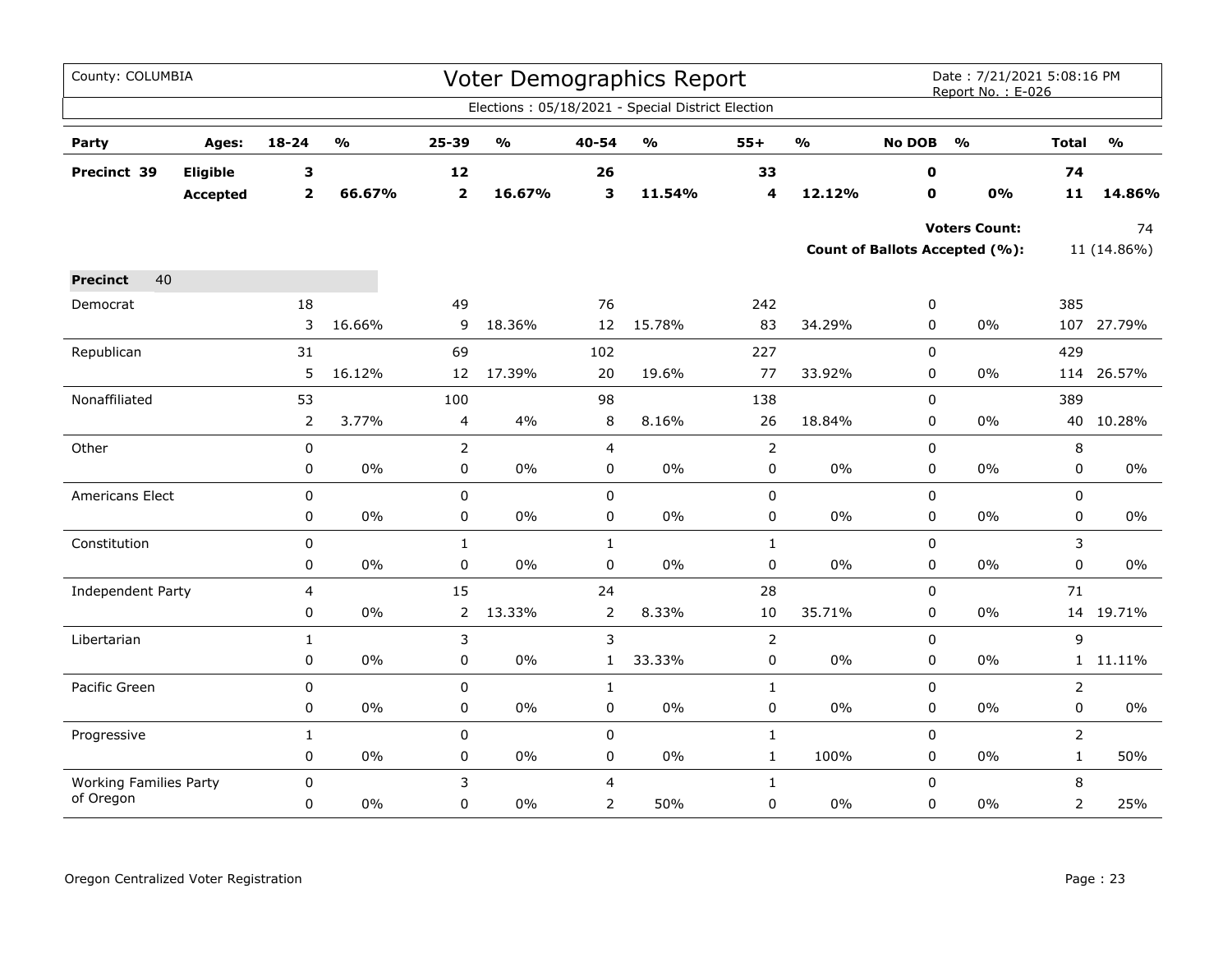County: COLUMBIA

# Voter Demographics Report

Date : 7/21/2021 5:08:16 PM
Report No. : E-026

Elections : 05/18/2021 - Special District Election

| Party | Ages: | 18-24 | % | 25-39 | % | 40-54 | % | 55+ | % | No DOB | % | Total | % |
|---|---|---|---|---|---|---|---|---|---|---|---|---|---|
| **Precinct 39** | **Eligible** | **3** | | **12** | | **26** | | **33** | | **0** | | **74** | |
| | **Accepted** | **2** | **66.67%** | **2** | **16.67%** | **3** | **11.54%** | **4** | **12.12%** | **0** | **0%** | **11** | **14.86%** |

**Voters Count:** 74

**Count of Ballots Accepted (%):** 11 (14.86%)

**Precinct** 40

| Party | 18-24 | % | 25-39 | % | 40-54 | % | 55+ | % | No DOB | % | Total | % |
|---|---|---|---|---|---|---|---|---|---|---|---|---|
| Democrat | 18 | | 49 | | 76 | | 242 | | 0 | | 385 | |
| | 3 | 16.66% | 9 | 18.36% | 12 | 15.78% | 83 | 34.29% | 0 | 0% | 107 | 27.79% |
| Republican | 31 | | 69 | | 102 | | 227 | | 0 | | 429 | |
| | 5 | 16.12% | 12 | 17.39% | 20 | 19.6% | 77 | 33.92% | 0 | 0% | 114 | 26.57% |
| Nonaffiliated | 53 | | 100 | | 98 | | 138 | | 0 | | 389 | |
| | 2 | 3.77% | 4 | 4% | 8 | 8.16% | 26 | 18.84% | 0 | 0% | 40 | 10.28% |
| Other | 0 | | 2 | | 4 | | 2 | | 0 | | 8 | |
| | 0 | 0% | 0 | 0% | 0 | 0% | 0 | 0% | 0 | 0% | 0 | 0% |
| Americans Elect | 0 | | 0 | | 0 | | 0 | | 0 | | 0 | |
| | 0 | 0% | 0 | 0% | 0 | 0% | 0 | 0% | 0 | 0% | 0 | 0% |
| Constitution | 0 | | 1 | | 1 | | 1 | | 0 | | 3 | |
| | 0 | 0% | 0 | 0% | 0 | 0% | 0 | 0% | 0 | 0% | 0 | 0% |
| Independent Party | 4 | | 15 | | 24 | | 28 | | 0 | | 71 | |
| | 0 | 0% | 2 | 13.33% | 2 | 8.33% | 10 | 35.71% | 0 | 0% | 14 | 19.71% |
| Libertarian | 1 | | 3 | | 3 | | 2 | | 0 | | 9 | |
| | 0 | 0% | 0 | 0% | 1 | 33.33% | 0 | 0% | 0 | 0% | 1 | 11.11% |
| Pacific Green | 0 | | 0 | | 1 | | 1 | | 0 | | 2 | |
| | 0 | 0% | 0 | 0% | 0 | 0% | 0 | 0% | 0 | 0% | 0 | 0% |
| Progressive | 1 | | 0 | | 0 | | 1 | | 0 | | 2 | |
| | 0 | 0% | 0 | 0% | 0 | 0% | 1 | 100% | 0 | 0% | 1 | 50% |
| Working Families Party of Oregon | 0 | | 3 | | 4 | | 1 | | 0 | | 8 | |
| | 0 | 0% | 0 | 0% | 2 | 50% | 0 | 0% | 0 | 0% | 2 | 25% |

Oregon Centralized Voter Registration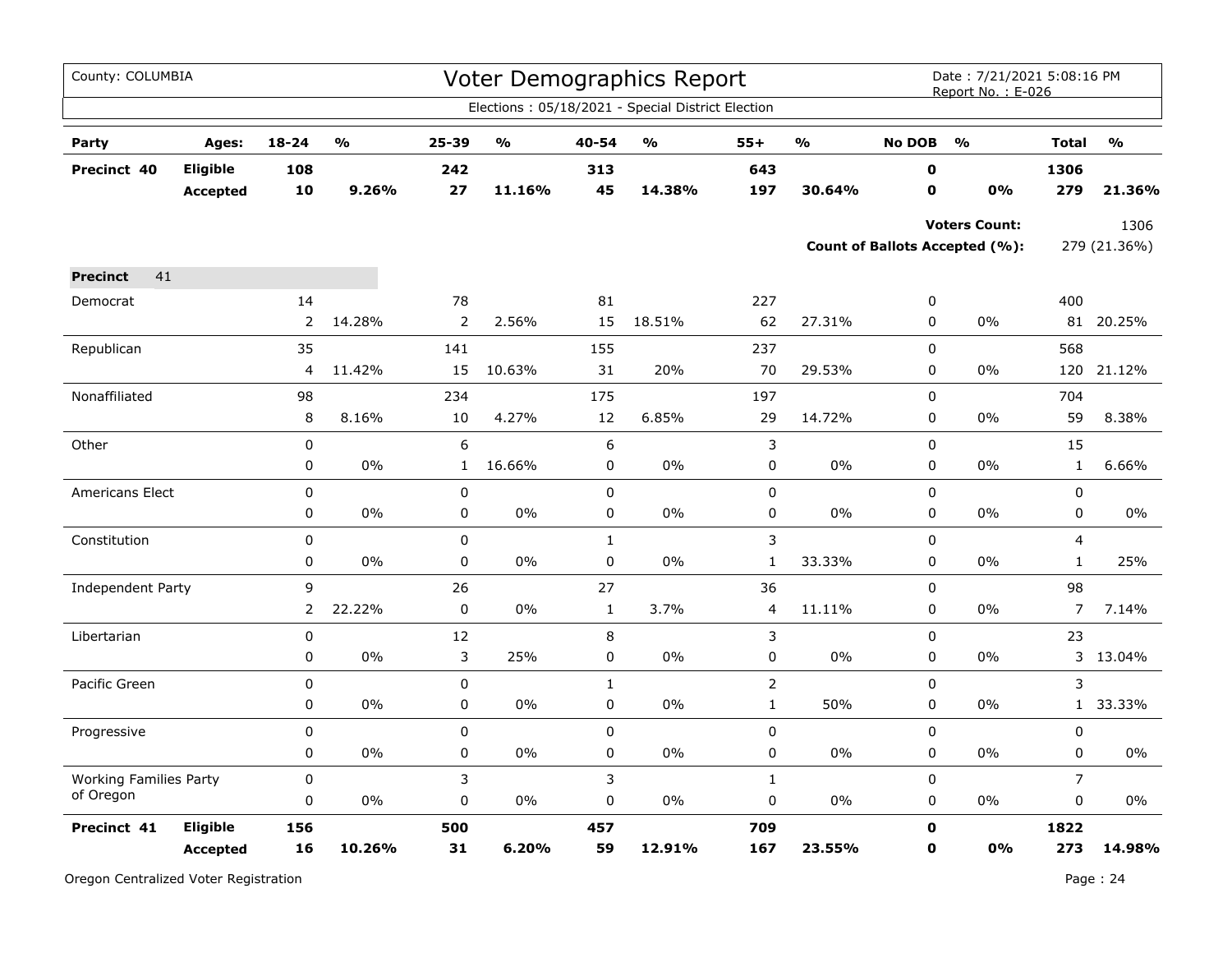County: COLUMBIA

# Voter Demographics Report

Date : 7/21/2021 5:08:16 PM
Report No. : E-026

Elections : 05/18/2021 - Special District Election

| Party | Ages: | 18-24 | % | 25-39 | % | 40-54 | % | 55+ | % | No DOB | % | Total | % |
|---|---|---|---|---|---|---|---|---|---|---|---|---|---|
| **Precinct 40** | **Eligible** | **108** | | **242** | | **313** | | **643** | | **0** | | **1306** | |
| | **Accepted** | **10** | **9.26%** | **27** | **11.16%** | **45** | **14.38%** | **197** | **30.64%** | **0** | **0%** | **279** | **21.36%** |

**Voters Count:** 1306

**Count of Ballots Accepted (%):** 279 (21.36%)

| Party | | 18-24 | % | 25-39 | % | 40-54 | % | 55+ | % | No DOB | % | Total | % |
|---|---|---|---|---|---|---|---|---|---|---|---|---|---|
| **Precinct** 41 | | | | | | | | | | | | | |
| Democrat | | 14 | | 78 | | 81 | | 227 | | 0 | | 400 | |
| | | 2 | 14.28% | 2 | 2.56% | 15 | 18.51% | 62 | 27.31% | 0 | 0% | 81 | 20.25% |
| Republican | | 35 | | 141 | | 155 | | 237 | | 0 | | 568 | |
| | | 4 | 11.42% | 15 | 10.63% | 31 | 20% | 70 | 29.53% | 0 | 0% | 120 | 21.12% |
| Nonaffiliated | | 98 | | 234 | | 175 | | 197 | | 0 | | 704 | |
| | | 8 | 8.16% | 10 | 4.27% | 12 | 6.85% | 29 | 14.72% | 0 | 0% | 59 | 8.38% |
| Other | | 0 | | 6 | | 6 | | 3 | | 0 | | 15 | |
| | | 0 | 0% | 1 | 16.66% | 0 | 0% | 0 | 0% | 0 | 0% | 1 | 6.66% |
| Americans Elect | | 0 | | 0 | | 0 | | 0 | | 0 | | 0 | |
| | | 0 | 0% | 0 | 0% | 0 | 0% | 0 | 0% | 0 | 0% | 0 | 0% |
| Constitution | | 0 | | 0 | | 1 | | 3 | | 0 | | 4 | |
| | | 0 | 0% | 0 | 0% | 0 | 0% | 1 | 33.33% | 0 | 0% | 1 | 25% |
| Independent Party | | 9 | | 26 | | 27 | | 36 | | 0 | | 98 | |
| | | 2 | 22.22% | 0 | 0% | 1 | 3.7% | 4 | 11.11% | 0 | 0% | 7 | 7.14% |
| Libertarian | | 0 | | 12 | | 8 | | 3 | | 0 | | 23 | |
| | | 0 | 0% | 3 | 25% | 0 | 0% | 0 | 0% | 0 | 0% | 3 | 13.04% |
| Pacific Green | | 0 | | 0 | | 1 | | 2 | | 0 | | 3 | |
| | | 0 | 0% | 0 | 0% | 0 | 0% | 1 | 50% | 0 | 0% | 1 | 33.33% |
| Progressive | | 0 | | 0 | | 0 | | 0 | | 0 | | 0 | |
| | | 0 | 0% | 0 | 0% | 0 | 0% | 0 | 0% | 0 | 0% | 0 | 0% |
| Working Families Party of Oregon | | 0 | | 3 | | 3 | | 1 | | 0 | | 7 | |
| | | 0 | 0% | 0 | 0% | 0 | 0% | 0 | 0% | 0 | 0% | 0 | 0% |
| **Precinct 41** | **Eligible** | **156** | | **500** | | **457** | | **709** | | **0** | | **1822** | |
| | **Accepted** | **16** | **10.26%** | **31** | **6.20%** | **59** | **12.91%** | **167** | **23.55%** | **0** | **0%** | **273** | **14.98%** |

Oregon Centralized Voter Registration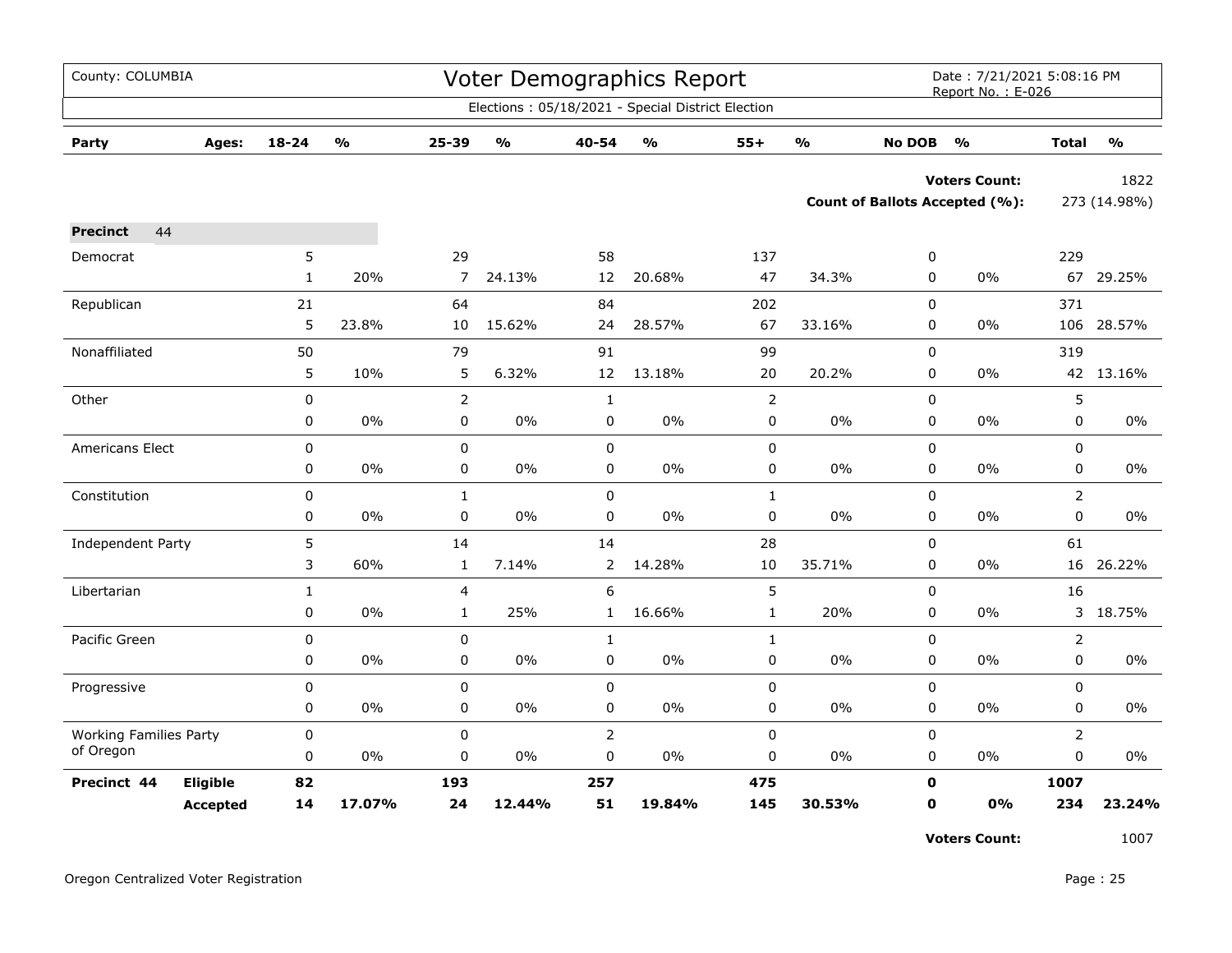County: COLUMBIA

# Voter Demographics Report

Date : 7/21/2021 5:08:16 PM
Report No. : E-026

Elections : 05/18/2021 - Special District Election

**Voters Count:** 1822

**Count of Ballots Accepted (%):** 273 (14.98%)

**Precinct** 44

| Party | Ages: | 18-24 | % | 25-39 | % | 40-54 | % | 55+ | % | No DOB | % | Total | % |
|---|---|---|---|---|---|---|---|---|---|---|---|---|---|
| Democrat | | 5 | | 29 | | 58 | | 137 | | 0 | | 229 | |
| | | 1 | 20% | 7 | 24.13% | 12 | 20.68% | 47 | 34.3% | 0 | 0% | 67 | 29.25% |
| Republican | | 21 | | 64 | | 84 | | 202 | | 0 | | 371 | |
| | | 5 | 23.8% | 10 | 15.62% | 24 | 28.57% | 67 | 33.16% | 0 | 0% | 106 | 28.57% |
| Nonaffiliated | | 50 | | 79 | | 91 | | 99 | | 0 | | 319 | |
| | | 5 | 10% | 5 | 6.32% | 12 | 13.18% | 20 | 20.2% | 0 | 0% | 42 | 13.16% |
| Other | | 0 | | 2 | | 1 | | 2 | | 0 | | 5 | |
| | | 0 | 0% | 0 | 0% | 0 | 0% | 0 | 0% | 0 | 0% | 0 | 0% |
| Americans Elect | | 0 | | 0 | | 0 | | 0 | | 0 | | 0 | |
| | | 0 | 0% | 0 | 0% | 0 | 0% | 0 | 0% | 0 | 0% | 0 | 0% |
| Constitution | | 0 | | 1 | | 0 | | 1 | | 0 | | 2 | |
| | | 0 | 0% | 0 | 0% | 0 | 0% | 0 | 0% | 0 | 0% | 0 | 0% |
| Independent Party | | 5 | | 14 | | 14 | | 28 | | 0 | | 61 | |
| | | 3 | 60% | 1 | 7.14% | 2 | 14.28% | 10 | 35.71% | 0 | 0% | 16 | 26.22% |
| Libertarian | | 1 | | 4 | | 6 | | 5 | | 0 | | 16 | |
| | | 0 | 0% | 1 | 25% | 1 | 16.66% | 1 | 20% | 0 | 0% | 3 | 18.75% |
| Pacific Green | | 0 | | 0 | | 1 | | 1 | | 0 | | 2 | |
| | | 0 | 0% | 0 | 0% | 0 | 0% | 0 | 0% | 0 | 0% | 0 | 0% |
| Progressive | | 0 | | 0 | | 0 | | 0 | | 0 | | 0 | |
| | | 0 | 0% | 0 | 0% | 0 | 0% | 0 | 0% | 0 | 0% | 0 | 0% |
| Working Families Party of Oregon | | 0 | | 0 | | 2 | | 0 | | 0 | | 2 | |
| | | 0 | 0% | 0 | 0% | 0 | 0% | 0 | 0% | 0 | 0% | 0 | 0% |
| **Precinct 44** | **Eligible** | **82** | | **193** | | **257** | | **475** | | **0** | | **1007** | |
| | **Accepted** | **14** | **17.07%** | **24** | **12.44%** | **51** | **19.84%** | **145** | **30.53%** | **0** | **0%** | **234** | **23.24%** |

**Voters Count:** 1007

Oregon Centralized Voter Registration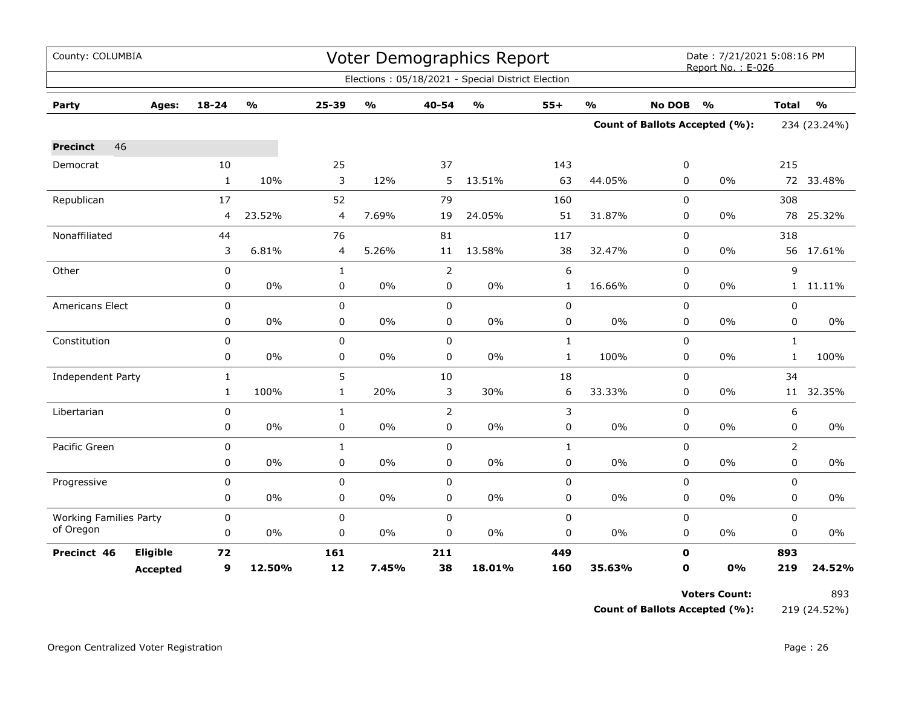County: COLUMBIA

# Voter Demographics Report

Date : 7/21/2021 5:08:16 PM
Report No. : E-026

Elections : 05/18/2021 - Special District Election

| Party | Ages: | 18-24 | % | 25-39 | % | 40-54 | % | 55+ | % | No DOB | % | Total | % |
|---|---|---|---|---|---|---|---|---|---|---|---|---|---|
| | | | | | | | | | | **Count of Ballots Accepted (%):** | | 234 (23.24%) | |
| **Precinct** 46 | | | | | | | | | | | | | |
| Democrat | | 10 | | 25 | | 37 | | 143 | | 0 | | 215 | |
| | | 1 | 10% | 3 | 12% | 5 | 13.51% | 63 | 44.05% | 0 | 0% | 72 | 33.48% |
| Republican | | 17 | | 52 | | 79 | | 160 | | 0 | | 308 | |
| | | 4 | 23.52% | 4 | 7.69% | 19 | 24.05% | 51 | 31.87% | 0 | 0% | 78 | 25.32% |
| Nonaffiliated | | 44 | | 76 | | 81 | | 117 | | 0 | | 318 | |
| | | 3 | 6.81% | 4 | 5.26% | 11 | 13.58% | 38 | 32.47% | 0 | 0% | 56 | 17.61% |
| Other | | 0 | | 1 | | 2 | | 6 | | 0 | | 9 | |
| | | 0 | 0% | 0 | 0% | 0 | 0% | 1 | 16.66% | 0 | 0% | 1 | 11.11% |
| Americans Elect | | 0 | | 0 | | 0 | | 0 | | 0 | | 0 | |
| | | 0 | 0% | 0 | 0% | 0 | 0% | 0 | 0% | 0 | 0% | 0 | 0% |
| Constitution | | 0 | | 0 | | 0 | | 1 | | 0 | | 1 | |
| | | 0 | 0% | 0 | 0% | 0 | 0% | 1 | 100% | 0 | 0% | 1 | 100% |
| Independent Party | | 1 | | 5 | | 10 | | 18 | | 0 | | 34 | |
| | | 1 | 100% | 1 | 20% | 3 | 30% | 6 | 33.33% | 0 | 0% | 11 | 32.35% |
| Libertarian | | 0 | | 1 | | 2 | | 3 | | 0 | | 6 | |
| | | 0 | 0% | 0 | 0% | 0 | 0% | 0 | 0% | 0 | 0% | 0 | 0% |
| Pacific Green | | 0 | | 1 | | 0 | | 1 | | 0 | | 2 | |
| | | 0 | 0% | 0 | 0% | 0 | 0% | 0 | 0% | 0 | 0% | 0 | 0% |
| Progressive | | 0 | | 0 | | 0 | | 0 | | 0 | | 0 | |
| | | 0 | 0% | 0 | 0% | 0 | 0% | 0 | 0% | 0 | 0% | 0 | 0% |
| Working Families Party of Oregon | | 0 | | 0 | | 0 | | 0 | | 0 | | 0 | |
| | | 0 | 0% | 0 | 0% | 0 | 0% | 0 | 0% | 0 | 0% | 0 | 0% |
| **Precinct 46** | **Eligible** | **72** | | **161** | | **211** | | **449** | | **0** | | **893** | |
| | **Accepted** | **9** | **12.50%** | **12** | **7.45%** | **38** | **18.01%** | **160** | **35.63%** | **0** | **0%** | **219** | **24.52%** |

**Voters Count:** 893

**Count of Ballots Accepted (%):** 219 (24.52%)

Oregon Centralized Voter Registration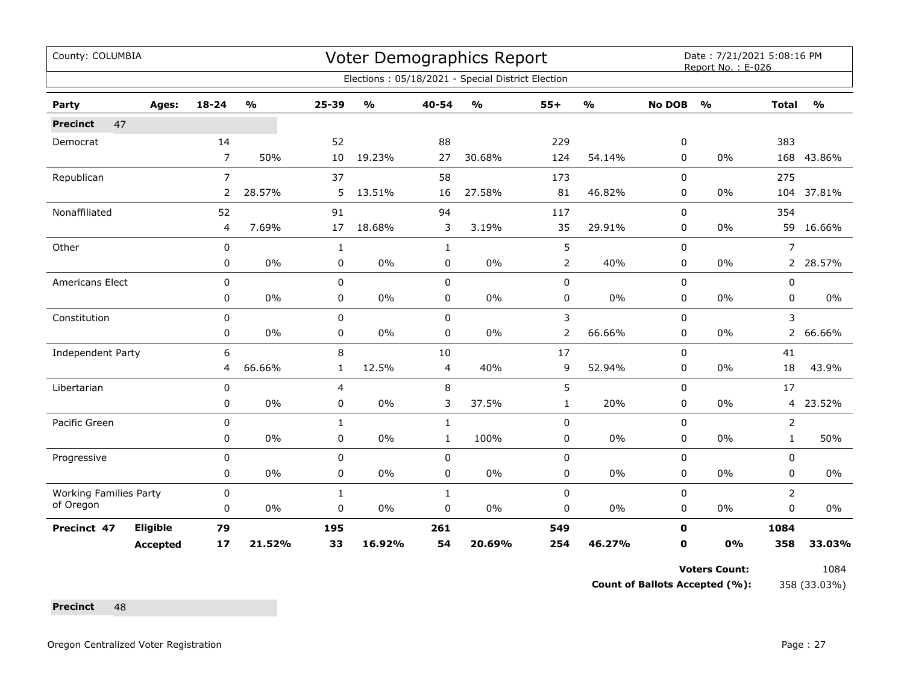County: COLUMBIA

# Voter Demographics Report

Date : 7/21/2021 5:08:16 PM
Report No. : E-026

Elections : 05/18/2021 - Special District Election

| Party | Ages: | 18-24 | % | 25-39 | % | 40-54 | % | 55+ | % | No DOB | % | Total | % |
|---|---|---|---|---|---|---|---|---|---|---|---|---|---|
| **Precinct** 47 | | | | | | | | | | | | | |
| Democrat | | 14 | | 52 | | 88 | | 229 | | 0 | | 383 | |
| | | 7 | 50% | 10 | 19.23% | 27 | 30.68% | 124 | 54.14% | 0 | 0% | 168 | 43.86% |
| Republican | | 7 | | 37 | | 58 | | 173 | | 0 | | 275 | |
| | | 2 | 28.57% | 5 | 13.51% | 16 | 27.58% | 81 | 46.82% | 0 | 0% | 104 | 37.81% |
| Nonaffiliated | | 52 | | 91 | | 94 | | 117 | | 0 | | 354 | |
| | | 4 | 7.69% | 17 | 18.68% | 3 | 3.19% | 35 | 29.91% | 0 | 0% | 59 | 16.66% |
| Other | | 0 | | 1 | | 1 | | 5 | | 0 | | 7 | |
| | | 0 | 0% | 0 | 0% | 0 | 0% | 2 | 40% | 0 | 0% | 2 | 28.57% |
| Americans Elect | | 0 | | 0 | | 0 | | 0 | | 0 | | 0 | |
| | | 0 | 0% | 0 | 0% | 0 | 0% | 0 | 0% | 0 | 0% | 0 | 0% |
| Constitution | | 0 | | 0 | | 0 | | 3 | | 0 | | 3 | |
| | | 0 | 0% | 0 | 0% | 0 | 0% | 2 | 66.66% | 0 | 0% | 2 | 66.66% |
| Independent Party | | 6 | | 8 | | 10 | | 17 | | 0 | | 41 | |
| | | 4 | 66.66% | 1 | 12.5% | 4 | 40% | 9 | 52.94% | 0 | 0% | 18 | 43.9% |
| Libertarian | | 0 | | 4 | | 8 | | 5 | | 0 | | 17 | |
| | | 0 | 0% | 0 | 0% | 3 | 37.5% | 1 | 20% | 0 | 0% | 4 | 23.52% |
| Pacific Green | | 0 | | 1 | | 1 | | 0 | | 0 | | 2 | |
| | | 0 | 0% | 0 | 0% | 1 | 100% | 0 | 0% | 0 | 0% | 1 | 50% |
| Progressive | | 0 | | 0 | | 0 | | 0 | | 0 | | 0 | |
| | | 0 | 0% | 0 | 0% | 0 | 0% | 0 | 0% | 0 | 0% | 0 | 0% |
| Working Families Party of Oregon | | 0 | | 1 | | 1 | | 0 | | 0 | | 2 | |
| | | 0 | 0% | 0 | 0% | 0 | 0% | 0 | 0% | 0 | 0% | 0 | 0% |
| **Precinct 47** | **Eligible** | **79** | | **195** | | **261** | | **549** | | **0** | | **1084** | |
| | **Accepted** | **17** | **21.52%** | **33** | **16.92%** | **54** | **20.69%** | **254** | **46.27%** | **0** | **0%** | **358** | **33.03%** |

**Voters Count:** 1084

**Count of Ballots Accepted (%):** 358 (33.03%)

**Precinct** 48

Oregon Centralized Voter Registration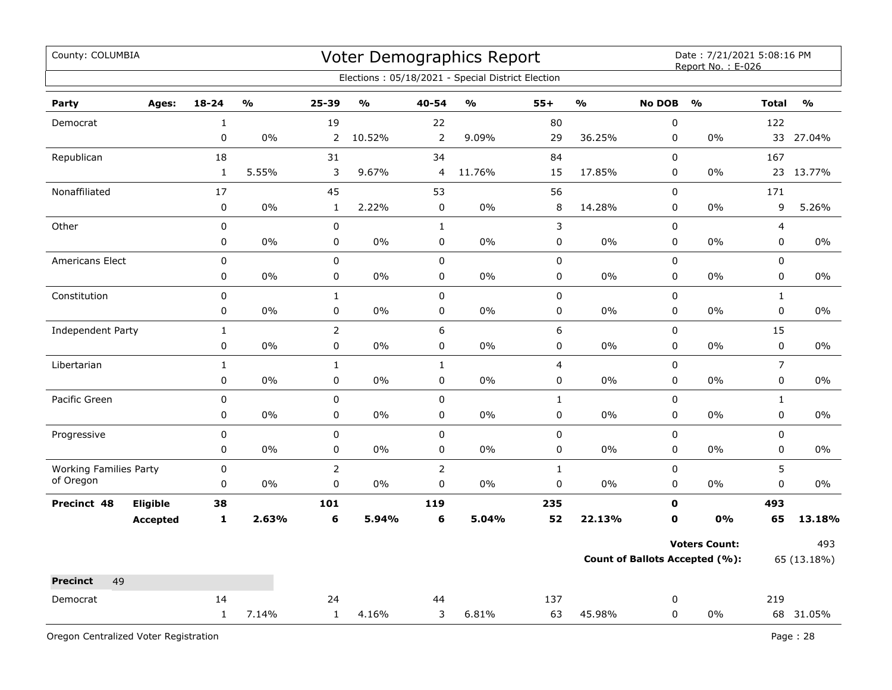County: COLUMBIA

# Voter Demographics Report

Date : 7/21/2021 5:08:16 PM
Report No. : E-026

Elections : 05/18/2021 - Special District Election

| Party | Ages: | 18-24 | % | 25-39 | % | 40-54 | % | 55+ | % | No DOB | % | Total | % |
|---|---|---|---|---|---|---|---|---|---|---|---|---|---|
| Democrat | | 1 | | 19 | | 22 | | 80 | | 0 | | 122 | |
| | | 0 | 0% | 2 | 10.52% | 2 | 9.09% | 29 | 36.25% | 0 | 0% | 33 | 27.04% |
| Republican | | 18 | | 31 | | 34 | | 84 | | 0 | | 167 | |
| | | 1 | 5.55% | 3 | 9.67% | 4 | 11.76% | 15 | 17.85% | 0 | 0% | 23 | 13.77% |
| Nonaffiliated | | 17 | | 45 | | 53 | | 56 | | 0 | | 171 | |
| | | 0 | 0% | 1 | 2.22% | 0 | 0% | 8 | 14.28% | 0 | 0% | 9 | 5.26% |
| Other | | 0 | | 0 | | 1 | | 3 | | 0 | | 4 | |
| | | 0 | 0% | 0 | 0% | 0 | 0% | 0 | 0% | 0 | 0% | 0 | 0% |
| Americans Elect | | 0 | | 0 | | 0 | | 0 | | 0 | | 0 | |
| | | 0 | 0% | 0 | 0% | 0 | 0% | 0 | 0% | 0 | 0% | 0 | 0% |
| Constitution | | 0 | | 1 | | 0 | | 0 | | 0 | | 1 | |
| | | 0 | 0% | 0 | 0% | 0 | 0% | 0 | 0% | 0 | 0% | 0 | 0% |
| Independent Party | | 1 | | 2 | | 6 | | 6 | | 0 | | 15 | |
| | | 0 | 0% | 0 | 0% | 0 | 0% | 0 | 0% | 0 | 0% | 0 | 0% |
| Libertarian | | 1 | | 1 | | 1 | | 4 | | 0 | | 7 | |
| | | 0 | 0% | 0 | 0% | 0 | 0% | 0 | 0% | 0 | 0% | 0 | 0% |
| Pacific Green | | 0 | | 0 | | 0 | | 1 | | 0 | | 1 | |
| | | 0 | 0% | 0 | 0% | 0 | 0% | 0 | 0% | 0 | 0% | 0 | 0% |
| Progressive | | 0 | | 0 | | 0 | | 0 | | 0 | | 0 | |
| | | 0 | 0% | 0 | 0% | 0 | 0% | 0 | 0% | 0 | 0% | 0 | 0% |
| Working Families Party of Oregon | | 0 | | 2 | | 2 | | 1 | | 0 | | 5 | |
| | | 0 | 0% | 0 | 0% | 0 | 0% | 0 | 0% | 0 | 0% | 0 | 0% |
| **Precinct 48** | **Eligible** | **38** | | **101** | | **119** | | **235** | | **0** | | **493** | |
| | **Accepted** | **1** | **2.63%** | **6** | **5.94%** | **6** | **5.04%** | **52** | **22.13%** | **0** | **0%** | **65** | **13.18%** |

**Voters Count:** 493

**Count of Ballots Accepted (%):** 65 (13.18%)

**Precinct** 49

| Party | Ages: | 18-24 | % | 25-39 | % | 40-54 | % | 55+ | % | No DOB | % | Total | % |
|---|---|---|---|---|---|---|---|---|---|---|---|---|---|
| Democrat | | 14 | | 24 | | 44 | | 137 | | 0 | | 219 | |
| | | 1 | 7.14% | 1 | 4.16% | 3 | 6.81% | 63 | 45.98% | 0 | 0% | 68 | 31.05% |

Oregon Centralized Voter Registration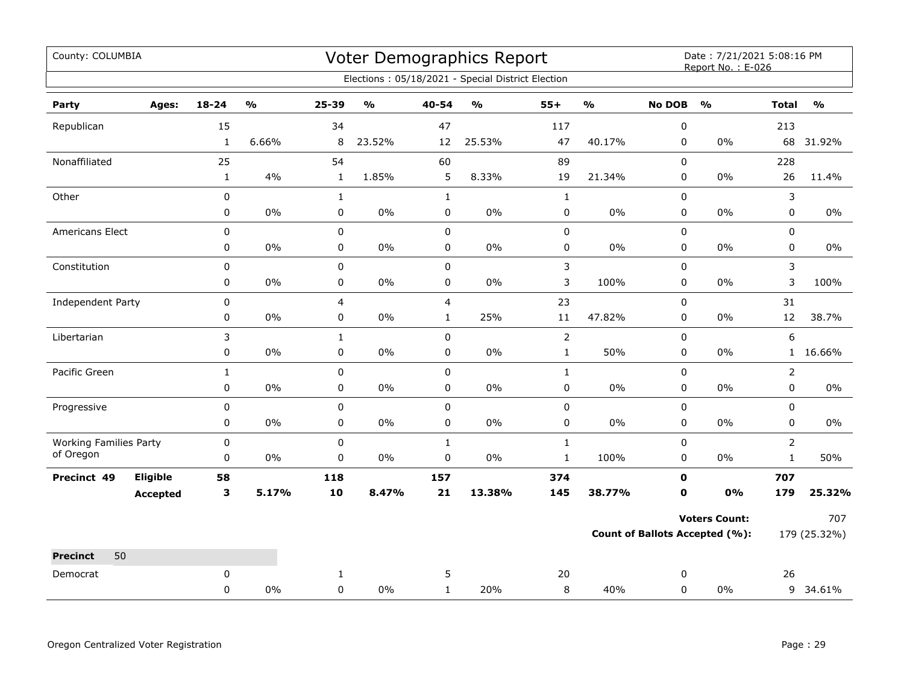County: COLUMBIA

# Voter Demographics Report

Date : 7/21/2021 5:08:16 PM
Report No. : E-026

Elections : 05/18/2021 - Special District Election

| Party | Ages: | 18-24 | % | 25-39 | % | 40-54 | % | 55+ | % | No DOB | % | Total | % |
|---|---|---|---|---|---|---|---|---|---|---|---|---|---|
| Republican | | 15 | | 34 | | 47 | | 117 | | 0 | | 213 | |
| | | 1 | 6.66% | 8 | 23.52% | 12 | 25.53% | 47 | 40.17% | 0 | 0% | 68 | 31.92% |
| Nonaffiliated | | 25 | | 54 | | 60 | | 89 | | 0 | | 228 | |
| | | 1 | 4% | 1 | 1.85% | 5 | 8.33% | 19 | 21.34% | 0 | 0% | 26 | 11.4% |
| Other | | 0 | | 1 | | 1 | | 1 | | 0 | | 3 | |
| | | 0 | 0% | 0 | 0% | 0 | 0% | 0 | 0% | 0 | 0% | 0 | 0% |
| Americans Elect | | 0 | | 0 | | 0 | | 0 | | 0 | | 0 | |
| | | 0 | 0% | 0 | 0% | 0 | 0% | 0 | 0% | 0 | 0% | 0 | 0% |
| Constitution | | 0 | | 0 | | 0 | | 3 | | 0 | | 3 | |
| | | 0 | 0% | 0 | 0% | 0 | 0% | 3 | 100% | 0 | 0% | 3 | 100% |
| Independent Party | | 0 | | 4 | | 4 | | 23 | | 0 | | 31 | |
| | | 0 | 0% | 0 | 0% | 1 | 25% | 11 | 47.82% | 0 | 0% | 12 | 38.7% |
| Libertarian | | 3 | | 1 | | 0 | | 2 | | 0 | | 6 | |
| | | 0 | 0% | 0 | 0% | 0 | 0% | 1 | 50% | 0 | 0% | 1 | 16.66% |
| Pacific Green | | 1 | | 0 | | 0 | | 1 | | 0 | | 2 | |
| | | 0 | 0% | 0 | 0% | 0 | 0% | 0 | 0% | 0 | 0% | 0 | 0% |
| Progressive | | 0 | | 0 | | 0 | | 0 | | 0 | | 0 | |
| | | 0 | 0% | 0 | 0% | 0 | 0% | 0 | 0% | 0 | 0% | 0 | 0% |
| Working Families Party of Oregon | | 0 | | 0 | | 1 | | 1 | | 0 | | 2 | |
| | | 0 | 0% | 0 | 0% | 0 | 0% | 1 | 100% | 0 | 0% | 1 | 50% |
| **Precinct 49** | **Eligible** | **58** | | **118** | | **157** | | **374** | | **0** | | **707** | |
| | **Accepted** | **3** | **5.17%** | **10** | **8.47%** | **21** | **13.38%** | **145** | **38.77%** | **0** | **0%** | **179** | **25.32%** |

**Voters Count:** 707

**Count of Ballots Accepted (%):** 179 (25.32%)

**Precinct** 50

| Party | Ages: | 18-24 | % | 25-39 | % | 40-54 | % | 55+ | % | No DOB | % | Total | % |
|---|---|---|---|---|---|---|---|---|---|---|---|---|---|
| Democrat | | 0 | | 1 | | 5 | | 20 | | 0 | | 26 | |
| | | 0 | 0% | 0 | 0% | 1 | 20% | 8 | 40% | 0 | 0% | 9 | 34.61% |

Oregon Centralized Voter Registration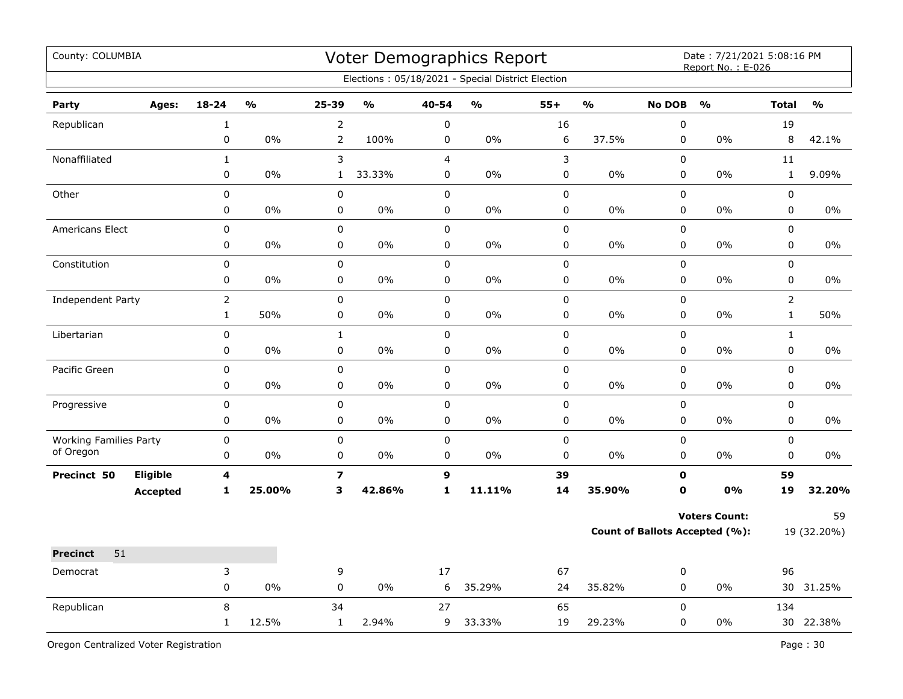County: COLUMBIA

# Voter Demographics Report

Date : 7/21/2021 5:08:16 PM
Report No. : E-026

Elections : 05/18/2021 - Special District Election

| Party | Ages: | 18-24 | % | 25-39 | % | 40-54 | % | 55+ | % | No DOB | % | Total | % |
|---|---|---|---|---|---|---|---|---|---|---|---|---|---|
| Republican | | 1 | | 2 | | 0 | | 16 | | 0 | | 19 | |
| | | 0 | 0% | 2 | 100% | 0 | 0% | 6 | 37.5% | 0 | 0% | 8 | 42.1% |
| Nonaffiliated | | 1 | | 3 | | 4 | | 3 | | 0 | | 11 | |
| | | 0 | 0% | 1 | 33.33% | 0 | 0% | 0 | 0% | 0 | 0% | 1 | 9.09% |
| Other | | 0 | | 0 | | 0 | | 0 | | 0 | | 0 | |
| | | 0 | 0% | 0 | 0% | 0 | 0% | 0 | 0% | 0 | 0% | 0 | 0% |
| Americans Elect | | 0 | | 0 | | 0 | | 0 | | 0 | | 0 | |
| | | 0 | 0% | 0 | 0% | 0 | 0% | 0 | 0% | 0 | 0% | 0 | 0% |
| Constitution | | 0 | | 0 | | 0 | | 0 | | 0 | | 0 | |
| | | 0 | 0% | 0 | 0% | 0 | 0% | 0 | 0% | 0 | 0% | 0 | 0% |
| Independent Party | | 2 | | 0 | | 0 | | 0 | | 0 | | 2 | |
| | | 1 | 50% | 0 | 0% | 0 | 0% | 0 | 0% | 0 | 0% | 1 | 50% |
| Libertarian | | 0 | | 1 | | 0 | | 0 | | 0 | | 1 | |
| | | 0 | 0% | 0 | 0% | 0 | 0% | 0 | 0% | 0 | 0% | 0 | 0% |
| Pacific Green | | 0 | | 0 | | 0 | | 0 | | 0 | | 0 | |
| | | 0 | 0% | 0 | 0% | 0 | 0% | 0 | 0% | 0 | 0% | 0 | 0% |
| Progressive | | 0 | | 0 | | 0 | | 0 | | 0 | | 0 | |
| | | 0 | 0% | 0 | 0% | 0 | 0% | 0 | 0% | 0 | 0% | 0 | 0% |
| Working Families Party of Oregon | | 0 | | 0 | | 0 | | 0 | | 0 | | 0 | |
| | | 0 | 0% | 0 | 0% | 0 | 0% | 0 | 0% | 0 | 0% | 0 | 0% |
| **Precinct 50** | **Eligible** | **4** | | **7** | | **9** | | **39** | | **0** | | **59** | |
| | **Accepted** | **1** | **25.00%** | **3** | **42.86%** | **1** | **11.11%** | **14** | **35.90%** | **0** | **0%** | **19** | **32.20%** |

**Voters Count:** 59

**Count of Ballots Accepted (%):** 19 (32.20%)

**Precinct** 51

| Party | Ages: | 18-24 | % | 25-39 | % | 40-54 | % | 55+ | % | No DOB | % | Total | % |
|---|---|---|---|---|---|---|---|---|---|---|---|---|---|
| Democrat | | 3 | | 9 | | 17 | | 67 | | 0 | | 96 | |
| | | 0 | 0% | 0 | 0% | 6 | 35.29% | 24 | 35.82% | 0 | 0% | 30 | 31.25% |
| Republican | | 8 | | 34 | | 27 | | 65 | | 0 | | 134 | |
| | | 1 | 12.5% | 1 | 2.94% | 9 | 33.33% | 19 | 29.23% | 0 | 0% | 30 | 22.38% |

Oregon Centralized Voter Registration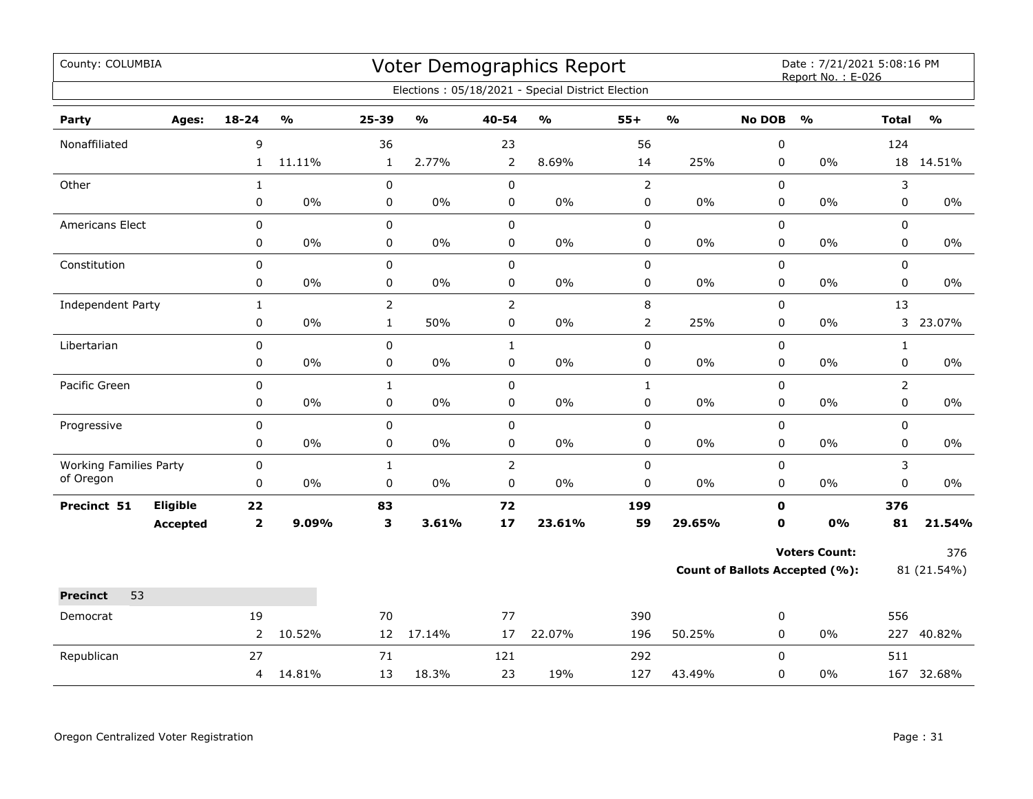County: COLUMBIA

# Voter Demographics Report

Date : 7/21/2021 5:08:16 PM
Report No. : E-026

Elections : 05/18/2021 - Special District Election

| Party | Ages: | 18-24 | % | 25-39 | % | 40-54 | % | 55+ | % | No DOB | % | Total | % |
|---|---|---|---|---|---|---|---|---|---|---|---|---|---|
| Nonaffiliated | | 9 | | 36 | | 23 | | 56 | | 0 | | 124 | |
| | | 1 | 11.11% | 1 | 2.77% | 2 | 8.69% | 14 | 25% | 0 | 0% | 18 | 14.51% |
| Other | | 1 | | 0 | | 0 | | 2 | | 0 | | 3 | |
| | | 0 | 0% | 0 | 0% | 0 | 0% | 0 | 0% | 0 | 0% | 0 | 0% |
| Americans Elect | | 0 | | 0 | | 0 | | 0 | | 0 | | 0 | |
| | | 0 | 0% | 0 | 0% | 0 | 0% | 0 | 0% | 0 | 0% | 0 | 0% |
| Constitution | | 0 | | 0 | | 0 | | 0 | | 0 | | 0 | |
| | | 0 | 0% | 0 | 0% | 0 | 0% | 0 | 0% | 0 | 0% | 0 | 0% |
| Independent Party | | 1 | | 2 | | 2 | | 8 | | 0 | | 13 | |
| | | 0 | 0% | 1 | 50% | 0 | 0% | 2 | 25% | 0 | 0% | 3 | 23.07% |
| Libertarian | | 0 | | 0 | | 1 | | 0 | | 0 | | 1 | |
| | | 0 | 0% | 0 | 0% | 0 | 0% | 0 | 0% | 0 | 0% | 0 | 0% |
| Pacific Green | | 0 | | 1 | | 0 | | 1 | | 0 | | 2 | |
| | | 0 | 0% | 0 | 0% | 0 | 0% | 0 | 0% | 0 | 0% | 0 | 0% |
| Progressive | | 0 | | 0 | | 0 | | 0 | | 0 | | 0 | |
| | | 0 | 0% | 0 | 0% | 0 | 0% | 0 | 0% | 0 | 0% | 0 | 0% |
| Working Families Party of Oregon | | 0 | | 1 | | 2 | | 0 | | 0 | | 3 | |
| | | 0 | 0% | 0 | 0% | 0 | 0% | 0 | 0% | 0 | 0% | 0 | 0% |
| **Precinct 51** | **Eligible** | **22** | | **83** | | **72** | | **199** | | **0** | | **376** | |
| | **Accepted** | **2** | **9.09%** | **3** | **3.61%** | **17** | **23.61%** | **59** | **29.65%** | **0** | **0%** | **81** | **21.54%** |

**Voters Count:** 376

**Count of Ballots Accepted (%):** 81 (21.54%)

**Precinct** 53

| Party | Ages: | 18-24 | % | 25-39 | % | 40-54 | % | 55+ | % | No DOB | % | Total | % |
|---|---|---|---|---|---|---|---|---|---|---|---|---|---|
| Democrat | | 19 | | 70 | | 77 | | 390 | | 0 | | 556 | |
| | | 2 | 10.52% | 12 | 17.14% | 17 | 22.07% | 196 | 50.25% | 0 | 0% | 227 | 40.82% |
| Republican | | 27 | | 71 | | 121 | | 292 | | 0 | | 511 | |
| | | 4 | 14.81% | 13 | 18.3% | 23 | 19% | 127 | 43.49% | 0 | 0% | 167 | 32.68% |

Oregon Centralized Voter Registration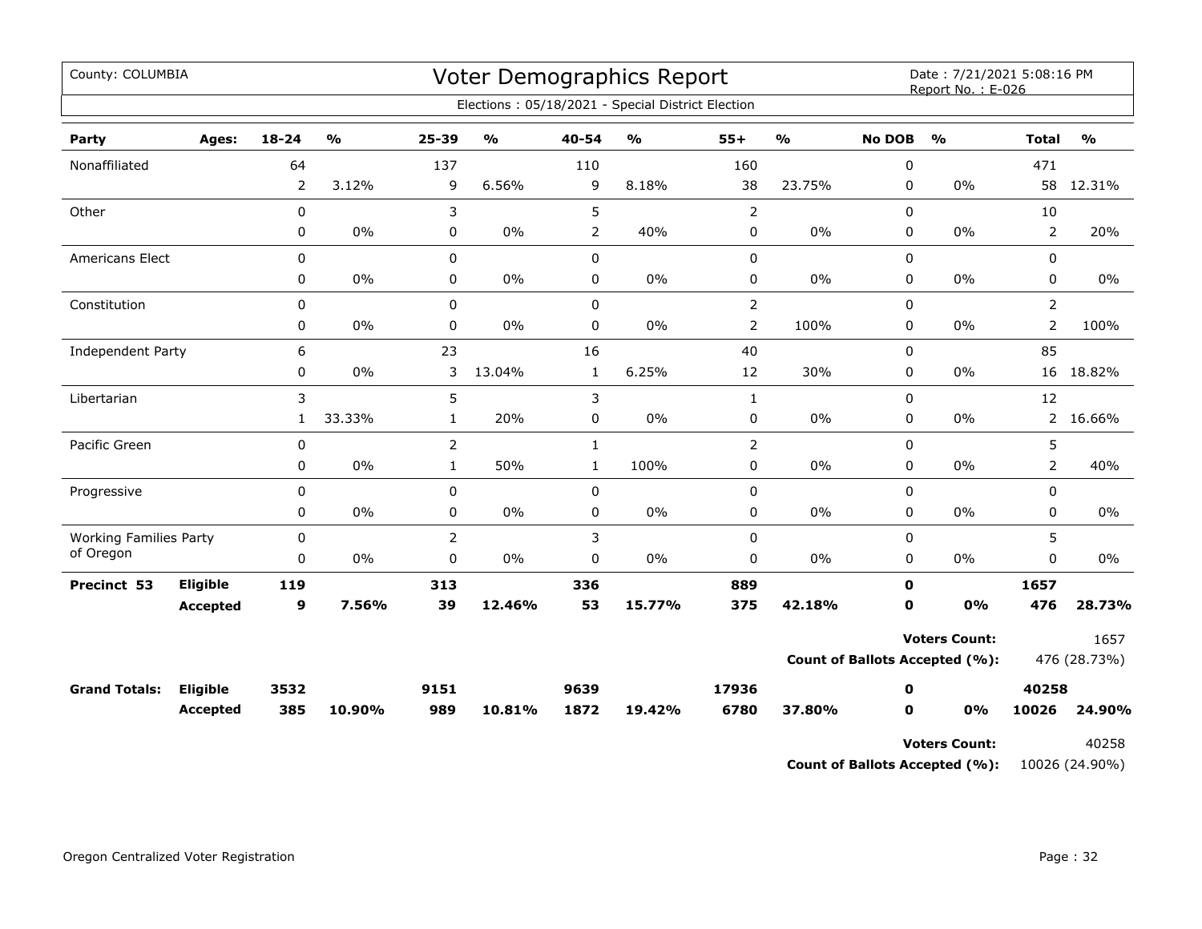County: COLUMBIA

# Voter Demographics Report

Date : 7/21/2021 5:08:16 PM
Report No. : E-026

Elections : 05/18/2021 - Special District Election

| Party | Ages: | 18-24 | % | 25-39 | % | 40-54 | % | 55+ | % | No DOB | % | Total | % |
|---|---|---|---|---|---|---|---|---|---|---|---|---|---|
| Nonaffiliated | | 64 | | 137 | | 110 | | 160 | | 0 | | 471 | |
| | | 2 | 3.12% | 9 | 6.56% | 9 | 8.18% | 38 | 23.75% | 0 | 0% | 58 | 12.31% |
| Other | | 0 | | 3 | | 5 | | 2 | | 0 | | 10 | |
| | | 0 | 0% | 0 | 0% | 2 | 40% | 0 | 0% | 0 | 0% | 2 | 20% |
| Americans Elect | | 0 | | 0 | | 0 | | 0 | | 0 | | 0 | |
| | | 0 | 0% | 0 | 0% | 0 | 0% | 0 | 0% | 0 | 0% | 0 | 0% |
| Constitution | | 0 | | 0 | | 0 | | 2 | | 0 | | 2 | |
| | | 0 | 0% | 0 | 0% | 0 | 0% | 2 | 100% | 0 | 0% | 2 | 100% |
| Independent Party | | 6 | | 23 | | 16 | | 40 | | 0 | | 85 | |
| | | 0 | 0% | 3 | 13.04% | 1 | 6.25% | 12 | 30% | 0 | 0% | 16 | 18.82% |
| Libertarian | | 3 | | 5 | | 3 | | 1 | | 0 | | 12 | |
| | | 1 | 33.33% | 1 | 20% | 0 | 0% | 0 | 0% | 0 | 0% | 2 | 16.66% |
| Pacific Green | | 0 | | 2 | | 1 | | 2 | | 0 | | 5 | |
| | | 0 | 0% | 1 | 50% | 1 | 100% | 0 | 0% | 0 | 0% | 2 | 40% |
| Progressive | | 0 | | 0 | | 0 | | 0 | | 0 | | 0 | |
| | | 0 | 0% | 0 | 0% | 0 | 0% | 0 | 0% | 0 | 0% | 0 | 0% |
| Working Families Party of Oregon | | 0 | | 2 | | 3 | | 0 | | 0 | | 5 | |
| | | 0 | 0% | 0 | 0% | 0 | 0% | 0 | 0% | 0 | 0% | 0 | 0% |
| **Precinct 53** | **Eligible** | **119** | | **313** | | **336** | | **889** | | **0** | | **1657** | |
| | **Accepted** | **9** | **7.56%** | **39** | **12.46%** | **53** | **15.77%** | **375** | **42.18%** | **0** | **0%** | **476** | **28.73%** |

**Voters Count:** 1657

**Count of Ballots Accepted (%):** 476 (28.73%)

| | | 18-24 | % | 25-39 | % | 40-54 | % | 55+ | % | No DOB | % | Total | % |
|---|---|---|---|---|---|---|---|---|---|---|---|---|---|
| **Grand Totals:** | **Eligible** | **3532** | | **9151** | | **9639** | | **17936** | | **0** | | **40258** | |
| | **Accepted** | **385** | **10.90%** | **989** | **10.81%** | **1872** | **19.42%** | **6780** | **37.80%** | **0** | **0%** | **10026** | **24.90%** |

**Voters Count:** 40258

**Count of Ballots Accepted (%):** 10026 (24.90%)

Oregon Centralized Voter Registration